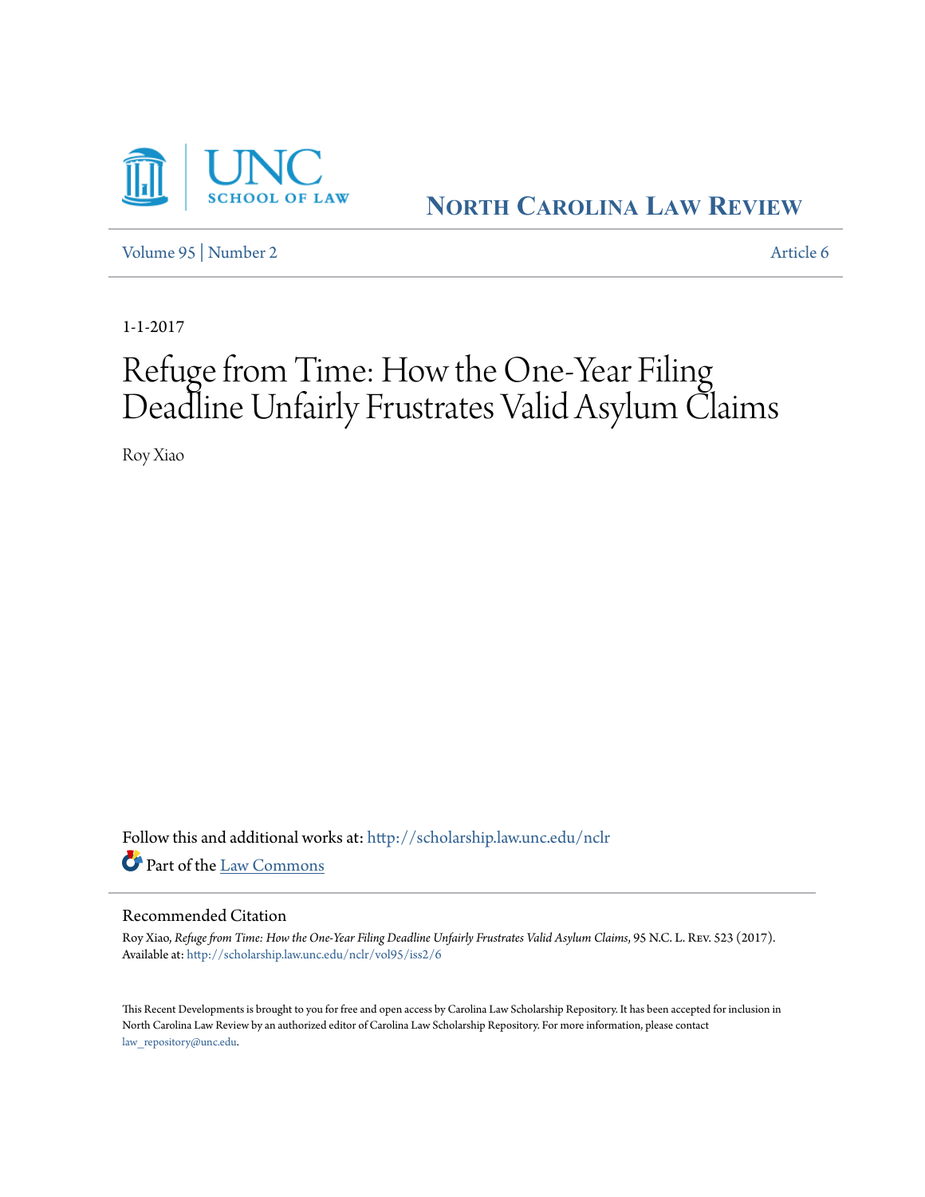UNC SCHOOL OF LAW

NORTH CAROLINA LAW REVIEW

Volume 95 | Number 2 Article 6

1-1-2017

# Refuge from Time: How the One-Year Filing Deadline Unfairly Frustrates Valid Asylum Claims

Roy Xiao

Follow this and additional works at: http://scholarship.law.unc.edu/nclr

Part of the Law Commons

## Recommended Citation

Roy Xiao, *Refuge from Time: How the One-Year Filing Deadline Unfairly Frustrates Valid Asylum Claims*, 95 N.C. L. Rev. 523 (2017).
Available at: http://scholarship.law.unc.edu/nclr/vol95/iss2/6

This Recent Developments is brought to you for free and open access by Carolina Law Scholarship Repository. It has been accepted for inclusion in North Carolina Law Review by an authorized editor of Carolina Law Scholarship Repository. For more information, please contact law_repository@unc.edu.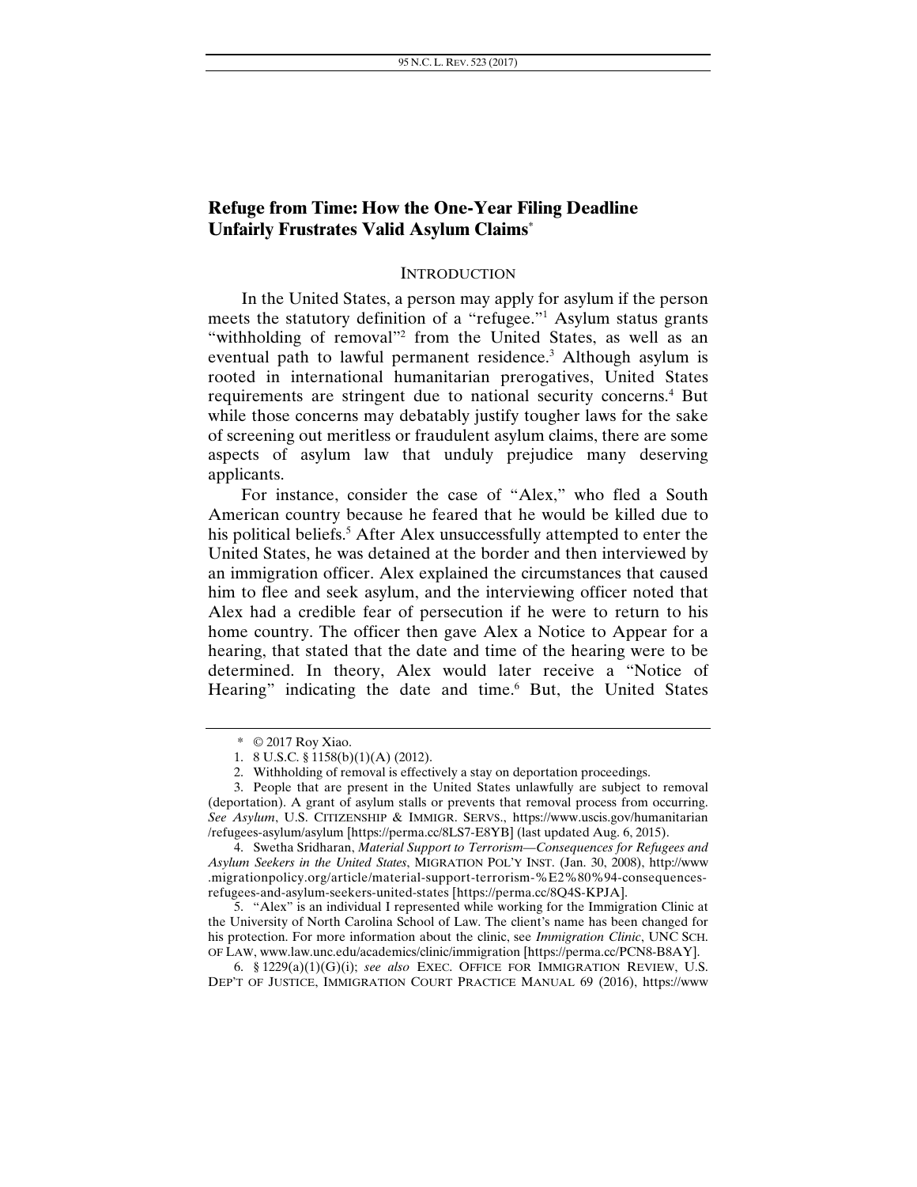# Refuge from Time: How the One-Year Filing Deadline Unfairly Frustrates Valid Asylum Claims*

## INTRODUCTION

In the United States, a person may apply for asylum if the person meets the statutory definition of a "refugee."[1] Asylum status grants "withholding of removal"[2] from the United States, as well as an eventual path to lawful permanent residence.[3] Although asylum is rooted in international humanitarian prerogatives, United States requirements are stringent due to national security concerns.[4] But while those concerns may debatably justify tougher laws for the sake of screening out meritless or fraudulent asylum claims, there are some aspects of asylum law that unduly prejudice many deserving applicants.

For instance, consider the case of "Alex," who fled a South American country because he feared that he would be killed due to his political beliefs.[5] After Alex unsuccessfully attempted to enter the United States, he was detained at the border and then interviewed by an immigration officer. Alex explained the circumstances that caused him to flee and seek asylum, and the interviewing officer noted that Alex had a credible fear of persecution if he were to return to his home country. The officer then gave Alex a Notice to Appear for a hearing, that stated that the date and time of the hearing were to be determined. In theory, Alex would later receive a "Notice of Hearing" indicating the date and time.[6] But, the United States

---

\* © 2017 Roy Xiao.

1. 8 U.S.C. § 1158(b)(1)(A) (2012).

2. Withholding of removal is effectively a stay on deportation proceedings.

3. People that are present in the United States unlawfully are subject to removal (deportation). A grant of asylum stalls or prevents that removal process from occurring. *See Asylum*, U.S. CITIZENSHIP & IMMIGR. SERVS., https://www.uscis.gov/humanitarian/refugees-asylum/asylum [https://perma.cc/8LS7-E8YB] (last updated Aug. 6, 2015).

4. Swetha Sridharan, *Material Support to Terrorism—Consequences for Refugees and Asylum Seekers in the United States*, MIGRATION POL'Y INST. (Jan. 30, 2008), http://www.migrationpolicy.org/article/material-support-terrorism-%E2%80%94-consequences-refugees-and-asylum-seekers-united-states [https://perma.cc/8Q4S-KPJA].

5. "Alex" is an individual I represented while working for the Immigration Clinic at the University of North Carolina School of Law. The client's name has been changed for his protection. For more information about the clinic, see *Immigration Clinic*, UNC SCH. OF LAW, www.law.unc.edu/academics/clinic/immigration [https://perma.cc/PCN8-B8AY].

6. § 1229(a)(1)(G)(i); *see also* EXEC. OFFICE FOR IMMIGRATION REVIEW, U.S. DEP'T OF JUSTICE, IMMIGRATION COURT PRACTICE MANUAL 69 (2016), https://www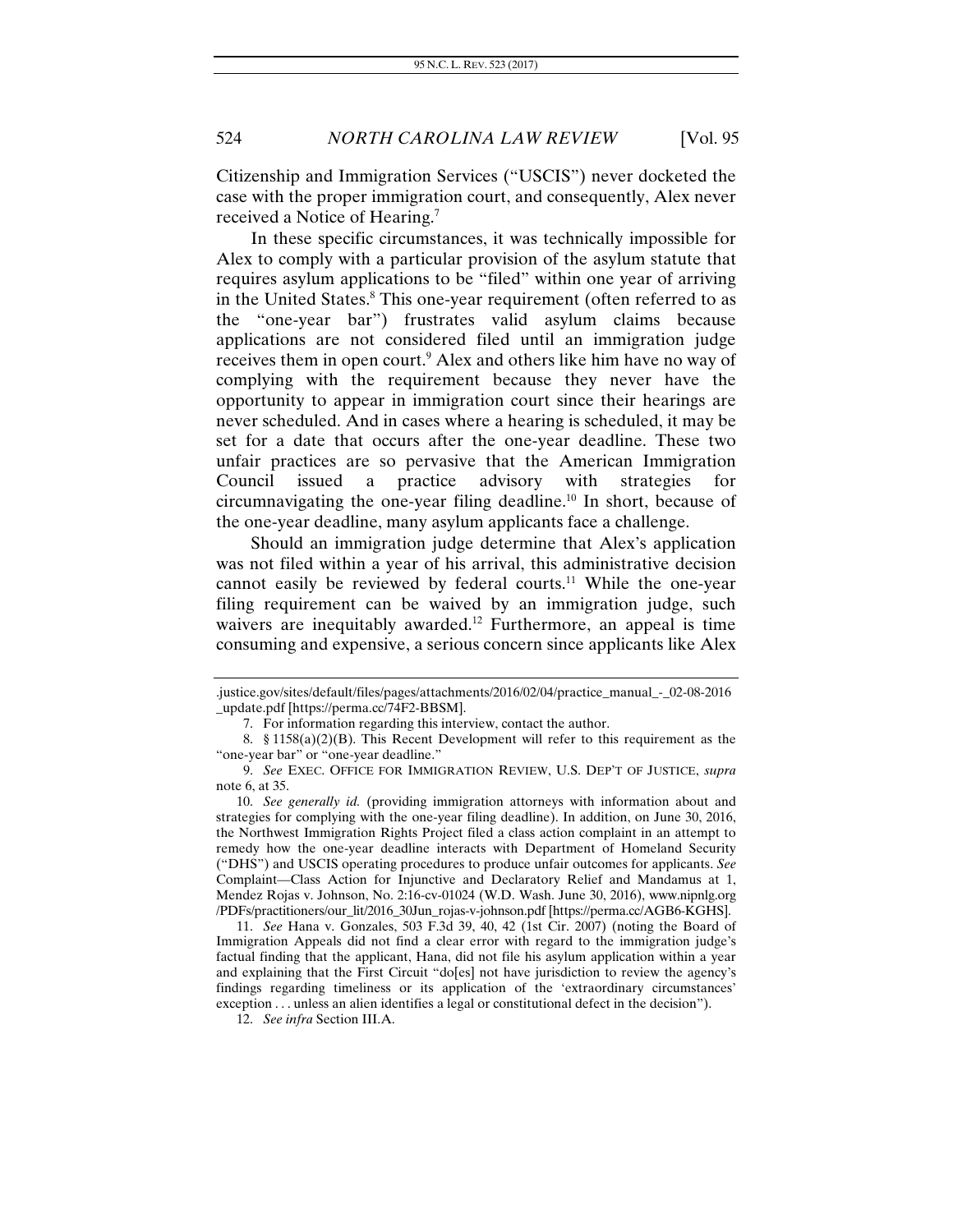Citizenship and Immigration Services ("USCIS") never docketed the case with the proper immigration court, and consequently, Alex never received a Notice of Hearing.[7]

In these specific circumstances, it was technically impossible for Alex to comply with a particular provision of the asylum statute that requires asylum applications to be "filed" within one year of arriving in the United States.[8] This one-year requirement (often referred to as the "one-year bar") frustrates valid asylum claims because applications are not considered filed until an immigration judge receives them in open court.[9] Alex and others like him have no way of complying with the requirement because they never have the opportunity to appear in immigration court since their hearings are never scheduled. And in cases where a hearing is scheduled, it may be set for a date that occurs after the one-year deadline. These two unfair practices are so pervasive that the American Immigration Council issued a practice advisory with strategies for circumnavigating the one-year filing deadline.[10] In short, because of the one-year deadline, many asylum applicants face a challenge.

Should an immigration judge determine that Alex's application was not filed within a year of his arrival, this administrative decision cannot easily be reviewed by federal courts.[11] While the one-year filing requirement can be waived by an immigration judge, such waivers are inequitably awarded.[12] Furthermore, an appeal is time consuming and expensive, a serious concern since applicants like Alex

---

.justice.gov/sites/default/files/pages/attachments/2016/02/04/practice_manual_-_02-08-2016_update.pdf [https://perma.cc/74F2-BBSM].

7. For information regarding this interview, contact the author.

8. § 1158(a)(2)(B). This Recent Development will refer to this requirement as the "one-year bar" or "one-year deadline."

9. *See* EXEC. OFFICE FOR IMMIGRATION REVIEW, U.S. DEP'T OF JUSTICE, *supra* note 6, at 35.

10. *See generally id.* (providing immigration attorneys with information about and strategies for complying with the one-year filing deadline). In addition, on June 30, 2016, the Northwest Immigration Rights Project filed a class action complaint in an attempt to remedy how the one-year deadline interacts with Department of Homeland Security ("DHS") and USCIS operating procedures to produce unfair outcomes for applicants. *See* Complaint—Class Action for Injunctive and Declaratory Relief and Mandamus at 1, Mendez Rojas v. Johnson, No. 2:16-cv-01024 (W.D. Wash. June 30, 2016), www.nipnlg.org/PDFs/practitioners/our_lit/2016_30Jun_rojas-v-johnson.pdf [https://perma.cc/AGB6-KGHS].

11. *See* Hana v. Gonzales, 503 F.3d 39, 40, 42 (1st Cir. 2007) (noting the Board of Immigration Appeals did not find a clear error with regard to the immigration judge's factual finding that the applicant, Hana, did not file his asylum application within a year and explaining that the First Circuit "do[es] not have jurisdiction to review the agency's findings regarding timeliness or its application of the 'extraordinary circumstances' exception . . . unless an alien identifies a legal or constitutional defect in the decision").

12. *See infra* Section III.A.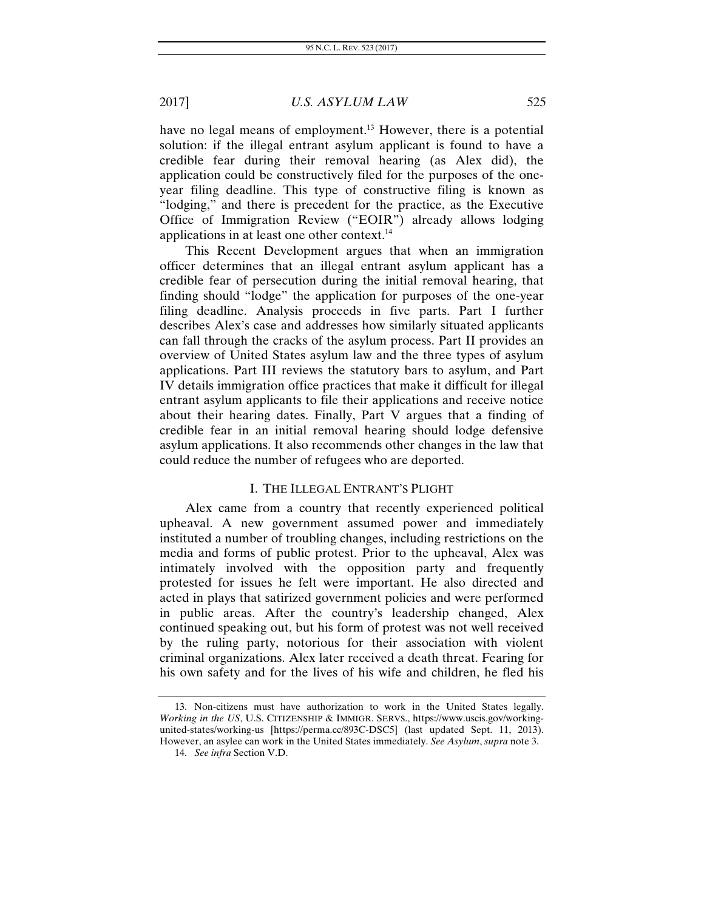have no legal means of employment.[13] However, there is a potential solution: if the illegal entrant asylum applicant is found to have a credible fear during their removal hearing (as Alex did), the application could be constructively filed for the purposes of the one-year filing deadline. This type of constructive filing is known as "lodging," and there is precedent for the practice, as the Executive Office of Immigration Review ("EOIR") already allows lodging applications in at least one other context.[14]

This Recent Development argues that when an immigration officer determines that an illegal entrant asylum applicant has a credible fear of persecution during the initial removal hearing, that finding should "lodge" the application for purposes of the one-year filing deadline. Analysis proceeds in five parts. Part I further describes Alex's case and addresses how similarly situated applicants can fall through the cracks of the asylum process. Part II provides an overview of United States asylum law and the three types of asylum applications. Part III reviews the statutory bars to asylum, and Part IV details immigration office practices that make it difficult for illegal entrant asylum applicants to file their applications and receive notice about their hearing dates. Finally, Part V argues that a finding of credible fear in an initial removal hearing should lodge defensive asylum applications. It also recommends other changes in the law that could reduce the number of refugees who are deported.

## I. THE ILLEGAL ENTRANT'S PLIGHT

Alex came from a country that recently experienced political upheaval. A new government assumed power and immediately instituted a number of troubling changes, including restrictions on the media and forms of public protest. Prior to the upheaval, Alex was intimately involved with the opposition party and frequently protested for issues he felt were important. He also directed and acted in plays that satirized government policies and were performed in public areas. After the country's leadership changed, Alex continued speaking out, but his form of protest was not well received by the ruling party, notorious for their association with violent criminal organizations. Alex later received a death threat. Fearing for his own safety and for the lives of his wife and children, he fled his

---

13. Non-citizens must have authorization to work in the United States legally. *Working in the US*, U.S. CITIZENSHIP & IMMIGR. SERVS., https://www.uscis.gov/working-united-states/working-us [https://perma.cc/893C-DSC5] (last updated Sept. 11, 2013). However, an asylee can work in the United States immediately. *See Asylum*, *supra* note 3.

14. *See infra* Section V.D.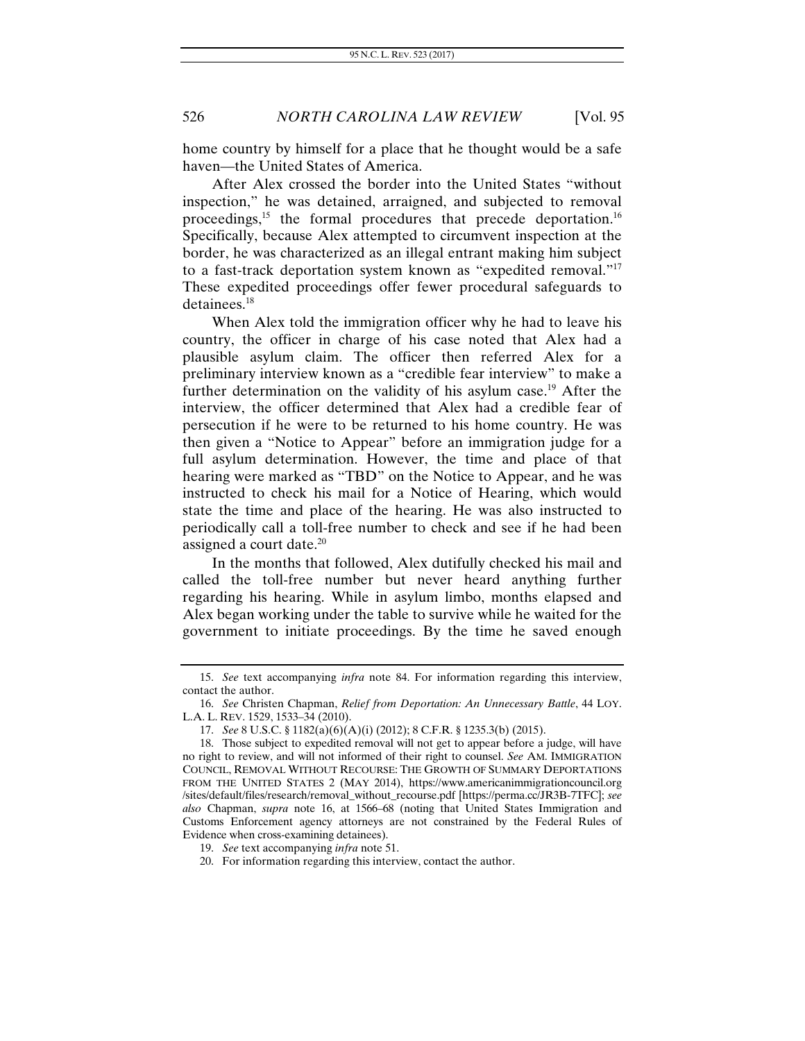home country by himself for a place that he thought would be a safe haven—the United States of America.

After Alex crossed the border into the United States "without inspection," he was detained, arraigned, and subjected to removal proceedings,[15] the formal procedures that precede deportation.[16] Specifically, because Alex attempted to circumvent inspection at the border, he was characterized as an illegal entrant making him subject to a fast-track deportation system known as "expedited removal."[17] These expedited proceedings offer fewer procedural safeguards to detainees.[18]

When Alex told the immigration officer why he had to leave his country, the officer in charge of his case noted that Alex had a plausible asylum claim. The officer then referred Alex for a preliminary interview known as a "credible fear interview" to make a further determination on the validity of his asylum case.[19] After the interview, the officer determined that Alex had a credible fear of persecution if he were to be returned to his home country. He was then given a "Notice to Appear" before an immigration judge for a full asylum determination. However, the time and place of that hearing were marked as "TBD" on the Notice to Appear, and he was instructed to check his mail for a Notice of Hearing, which would state the time and place of the hearing. He was also instructed to periodically call a toll-free number to check and see if he had been assigned a court date.[20]

In the months that followed, Alex dutifully checked his mail and called the toll-free number but never heard anything further regarding his hearing. While in asylum limbo, months elapsed and Alex began working under the table to survive while he waited for the government to initiate proceedings. By the time he saved enough

---

15. *See* text accompanying *infra* note 84. For information regarding this interview, contact the author.

16. *See* Christen Chapman, *Relief from Deportation: An Unnecessary Battle*, 44 LOY. L.A. L. REV. 1529, 1533–34 (2010).

17. *See* 8 U.S.C. § 1182(a)(6)(A)(i) (2012); 8 C.F.R. § 1235.3(b) (2015).

18. Those subject to expedited removal will not get to appear before a judge, will have no right to review, and will not informed of their right to counsel. *See* AM. IMMIGRATION COUNCIL, REMOVAL WITHOUT RECOURSE: THE GROWTH OF SUMMARY DEPORTATIONS FROM THE UNITED STATES 2 (MAY 2014), https://www.americanimmigrationcouncil.org/sites/default/files/research/removal_without_recourse.pdf [https://perma.cc/JR3B-7TFC]; *see also* Chapman, *supra* note 16, at 1566–68 (noting that United States Immigration and Customs Enforcement agency attorneys are not constrained by the Federal Rules of Evidence when cross-examining detainees).

19. *See* text accompanying *infra* note 51.

20. For information regarding this interview, contact the author.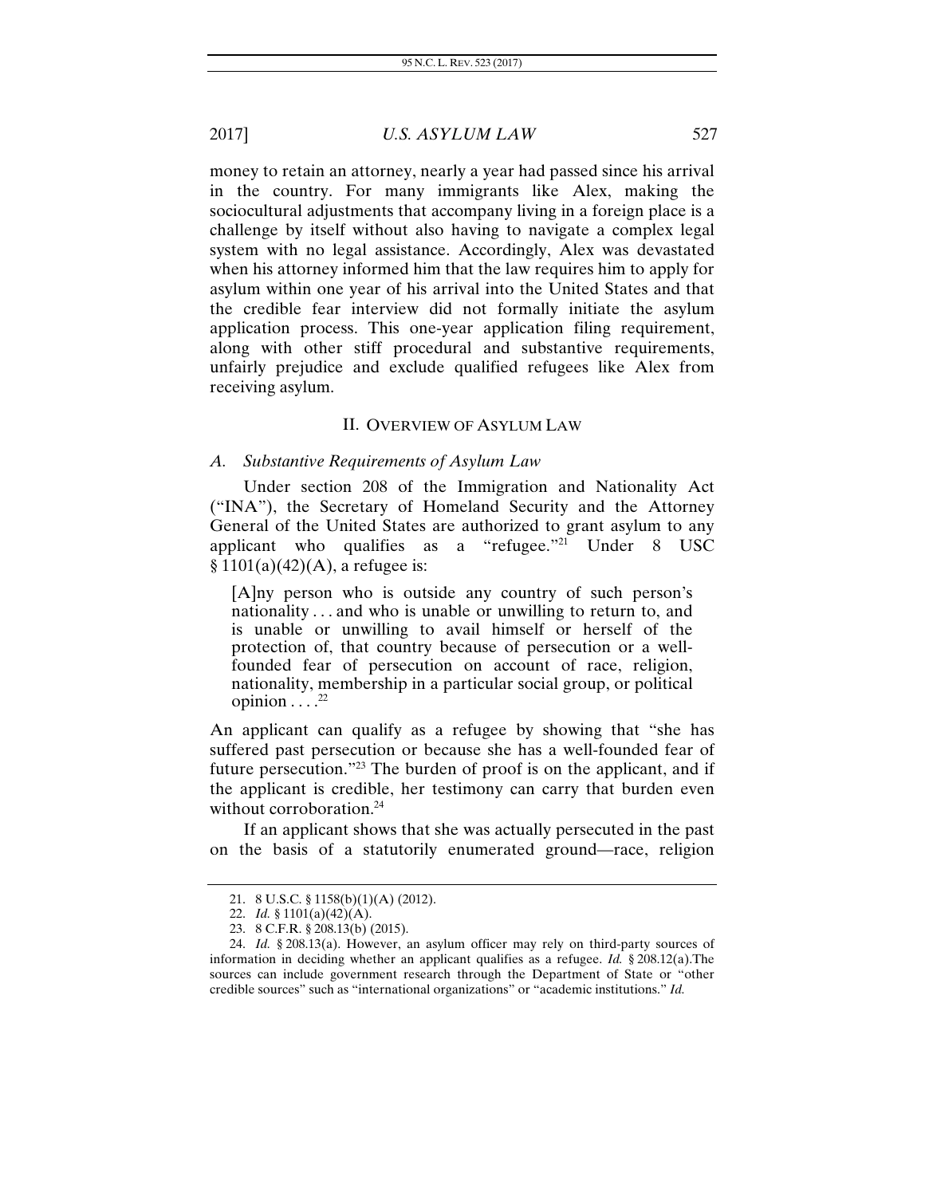money to retain an attorney, nearly a year had passed since his arrival in the country. For many immigrants like Alex, making the sociocultural adjustments that accompany living in a foreign place is a challenge by itself without also having to navigate a complex legal system with no legal assistance. Accordingly, Alex was devastated when his attorney informed him that the law requires him to apply for asylum within one year of his arrival into the United States and that the credible fear interview did not formally initiate the asylum application process. This one-year application filing requirement, along with other stiff procedural and substantive requirements, unfairly prejudice and exclude qualified refugees like Alex from receiving asylum.

## II. OVERVIEW OF ASYLUM LAW

### *A. Substantive Requirements of Asylum Law*

Under section 208 of the Immigration and Nationality Act ("INA"), the Secretary of Homeland Security and the Attorney General of the United States are authorized to grant asylum to any applicant who qualifies as a "refugee."[21] Under 8 USC § 1101(a)(42)(A), a refugee is:

> [A]ny person who is outside any country of such person's nationality . . . and who is unable or unwilling to return to, and is unable or unwilling to avail himself or herself of the protection of, that country because of persecution or a well-founded fear of persecution on account of race, religion, nationality, membership in a particular social group, or political opinion . . . .[22]

An applicant can qualify as a refugee by showing that "she has suffered past persecution or because she has a well-founded fear of future persecution."[23] The burden of proof is on the applicant, and if the applicant is credible, her testimony can carry that burden even without corroboration.[24]

If an applicant shows that she was actually persecuted in the past on the basis of a statutorily enumerated ground—race, religion

---

21. 8 U.S.C. § 1158(b)(1)(A) (2012).

22. *Id.* § 1101(a)(42)(A).

23. 8 C.F.R. § 208.13(b) (2015).

24. *Id.* § 208.13(a). However, an asylum officer may rely on third-party sources of information in deciding whether an applicant qualifies as a refugee. *Id.* § 208.12(a).The sources can include government research through the Department of State or "other credible sources" such as "international organizations" or "academic institutions." *Id.*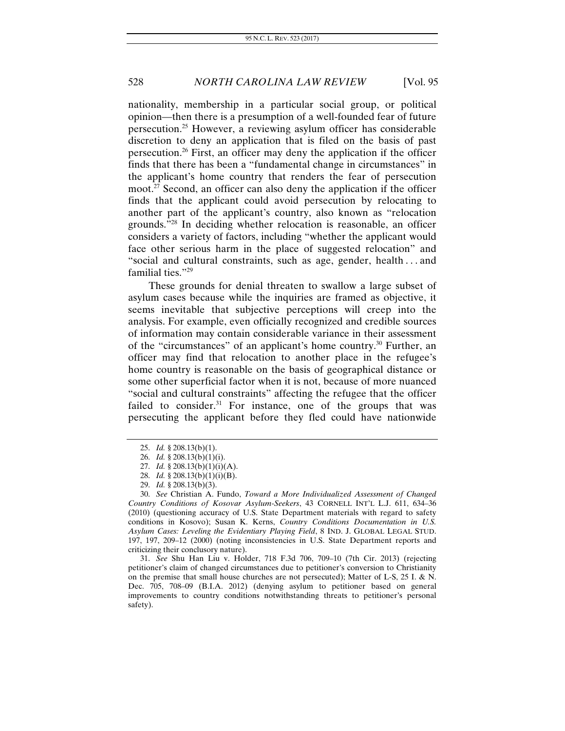nationality, membership in a particular social group, or political opinion—then there is a presumption of a well-founded fear of future persecution.[25] However, a reviewing asylum officer has considerable discretion to deny an application that is filed on the basis of past persecution.[26] First, an officer may deny the application if the officer finds that there has been a "fundamental change in circumstances" in the applicant's home country that renders the fear of persecution moot.[27] Second, an officer can also deny the application if the officer finds that the applicant could avoid persecution by relocating to another part of the applicant's country, also known as "relocation grounds."[28] In deciding whether relocation is reasonable, an officer considers a variety of factors, including "whether the applicant would face other serious harm in the place of suggested relocation" and "social and cultural constraints, such as age, gender, health . . . and familial ties."[29]

These grounds for denial threaten to swallow a large subset of asylum cases because while the inquiries are framed as objective, it seems inevitable that subjective perceptions will creep into the analysis. For example, even officially recognized and credible sources of information may contain considerable variance in their assessment of the "circumstances" of an applicant's home country.[30] Further, an officer may find that relocation to another place in the refugee's home country is reasonable on the basis of geographical distance or some other superficial factor when it is not, because of more nuanced "social and cultural constraints" affecting the refugee that the officer failed to consider.[31] For instance, one of the groups that was persecuting the applicant before they fled could have nationwide

---

25. *Id.* § 208.13(b)(1).

26. *Id.* § 208.13(b)(1)(i).

27. *Id.* § 208.13(b)(1)(i)(A).

28. *Id.* § 208.13(b)(1)(i)(B).

29. *Id.* § 208.13(b)(3).

30. *See* Christian A. Fundo, *Toward a More Individualized Assessment of Changed Country Conditions of Kosovar Asylum-Seekers*, 43 CORNELL INT'L L.J. 611, 634–36 (2010) (questioning accuracy of U.S. State Department materials with regard to safety conditions in Kosovo); Susan K. Kerns, *Country Conditions Documentation in U.S. Asylum Cases: Leveling the Evidentiary Playing Field*, 8 IND. J. GLOBAL LEGAL STUD. 197, 197, 209–12 (2000) (noting inconsistencies in U.S. State Department reports and criticizing their conclusory nature).

31. *See* Shu Han Liu v. Holder, 718 F.3d 706, 709–10 (7th Cir. 2013) (rejecting petitioner's claim of changed circumstances due to petitioner's conversion to Christianity on the premise that small house churches are not persecuted); Matter of L-S, 25 I. & N. Dec. 705, 708–09 (B.I.A. 2012) (denying asylum to petitioner based on general improvements to country conditions notwithstanding threats to petitioner's personal safety).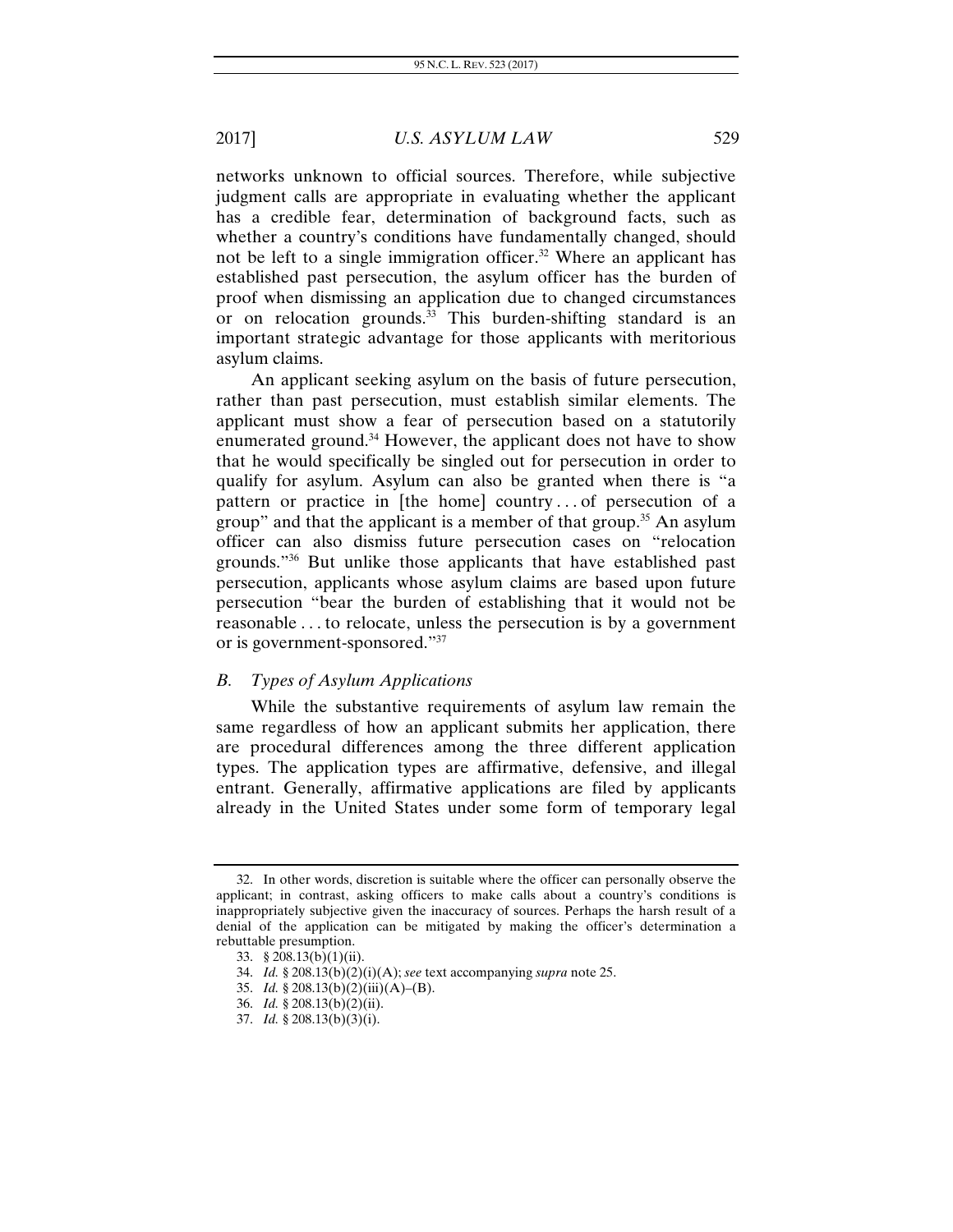networks unknown to official sources. Therefore, while subjective judgment calls are appropriate in evaluating whether the applicant has a credible fear, determination of background facts, such as whether a country's conditions have fundamentally changed, should not be left to a single immigration officer.[32] Where an applicant has established past persecution, the asylum officer has the burden of proof when dismissing an application due to changed circumstances or on relocation grounds.[33] This burden-shifting standard is an important strategic advantage for those applicants with meritorious asylum claims.

An applicant seeking asylum on the basis of future persecution, rather than past persecution, must establish similar elements. The applicant must show a fear of persecution based on a statutorily enumerated ground.[34] However, the applicant does not have to show that he would specifically be singled out for persecution in order to qualify for asylum. Asylum can also be granted when there is "a pattern or practice in [the home] country . . . of persecution of a group" and that the applicant is a member of that group.[35] An asylum officer can also dismiss future persecution cases on "relocation grounds."[36] But unlike those applicants that have established past persecution, applicants whose asylum claims are based upon future persecution "bear the burden of establishing that it would not be reasonable . . . to relocate, unless the persecution is by a government or is government-sponsored."[37]

### *B. Types of Asylum Applications*

While the substantive requirements of asylum law remain the same regardless of how an applicant submits her application, there are procedural differences among the three different application types. The application types are affirmative, defensive, and illegal entrant. Generally, affirmative applications are filed by applicants already in the United States under some form of temporary legal

---

32. In other words, discretion is suitable where the officer can personally observe the applicant; in contrast, asking officers to make calls about a country's conditions is inappropriately subjective given the inaccuracy of sources. Perhaps the harsh result of a denial of the application can be mitigated by making the officer's determination a rebuttable presumption.

33. § 208.13(b)(1)(ii).

34. *Id.* § 208.13(b)(2)(i)(A); *see* text accompanying *supra* note 25.

35. *Id.* § 208.13(b)(2)(iii)(A)–(B).

36. *Id.* § 208.13(b)(2)(ii).

37. *Id.* § 208.13(b)(3)(i).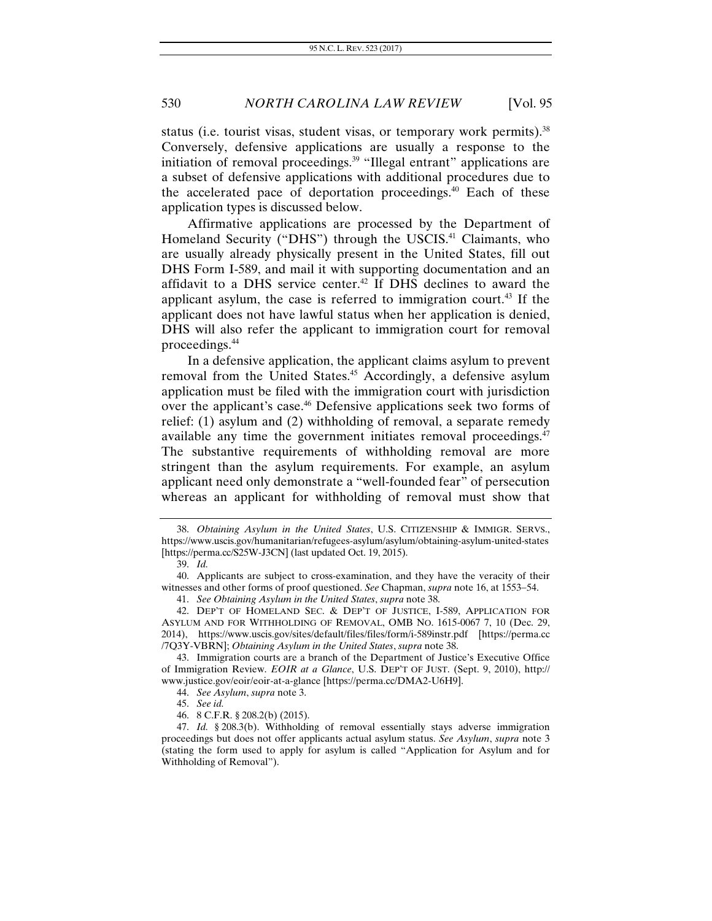status (i.e. tourist visas, student visas, or temporary work permits).[38] Conversely, defensive applications are usually a response to the initiation of removal proceedings.[39] "Illegal entrant" applications are a subset of defensive applications with additional procedures due to the accelerated pace of deportation proceedings.[40] Each of these application types is discussed below.

Affirmative applications are processed by the Department of Homeland Security ("DHS") through the USCIS.[41] Claimants, who are usually already physically present in the United States, fill out DHS Form I-589, and mail it with supporting documentation and an affidavit to a DHS service center.[42] If DHS declines to award the applicant asylum, the case is referred to immigration court.[43] If the applicant does not have lawful status when her application is denied, DHS will also refer the applicant to immigration court for removal proceedings.[44]

In a defensive application, the applicant claims asylum to prevent removal from the United States.[45] Accordingly, a defensive asylum application must be filed with the immigration court with jurisdiction over the applicant's case.[46] Defensive applications seek two forms of relief: (1) asylum and (2) withholding of removal, a separate remedy available any time the government initiates removal proceedings.[47] The substantive requirements of withholding removal are more stringent than the asylum requirements. For example, an asylum applicant need only demonstrate a "well-founded fear" of persecution whereas an applicant for withholding of removal must show that

---

38. *Obtaining Asylum in the United States*, U.S. CITIZENSHIP & IMMIGR. SERVS., https://www.uscis.gov/humanitarian/refugees-asylum/asylum/obtaining-asylum-united-states [https://perma.cc/S25W-J3CN] (last updated Oct. 19, 2015).

39. *Id.*

40. Applicants are subject to cross-examination, and they have the veracity of their witnesses and other forms of proof questioned. *See* Chapman, *supra* note 16, at 1553–54.

41. *See Obtaining Asylum in the United States*, *supra* note 38.

42. DEP'T OF HOMELAND SEC. & DEP'T OF JUSTICE, I-589, APPLICATION FOR ASYLUM AND FOR WITHHOLDING OF REMOVAL, OMB NO. 1615-0067 7, 10 (Dec. 29, 2014), https://www.uscis.gov/sites/default/files/files/form/i-589instr.pdf [https://perma.cc/7Q3Y-VBRN]; *Obtaining Asylum in the United States*, *supra* note 38.

43. Immigration courts are a branch of the Department of Justice's Executive Office of Immigration Review. *EOIR at a Glance*, U.S. DEP'T OF JUST. (Sept. 9, 2010), http://www.justice.gov/eoir/eoir-at-a-glance [https://perma.cc/DMA2-U6H9].

44. *See Asylum*, *supra* note 3.

45. *See id.*

46. 8 C.F.R. § 208.2(b) (2015).

47. *Id.* § 208.3(b). Withholding of removal essentially stays adverse immigration proceedings but does not offer applicants actual asylum status. *See Asylum*, *supra* note 3 (stating the form used to apply for asylum is called "Application for Asylum and for Withholding of Removal").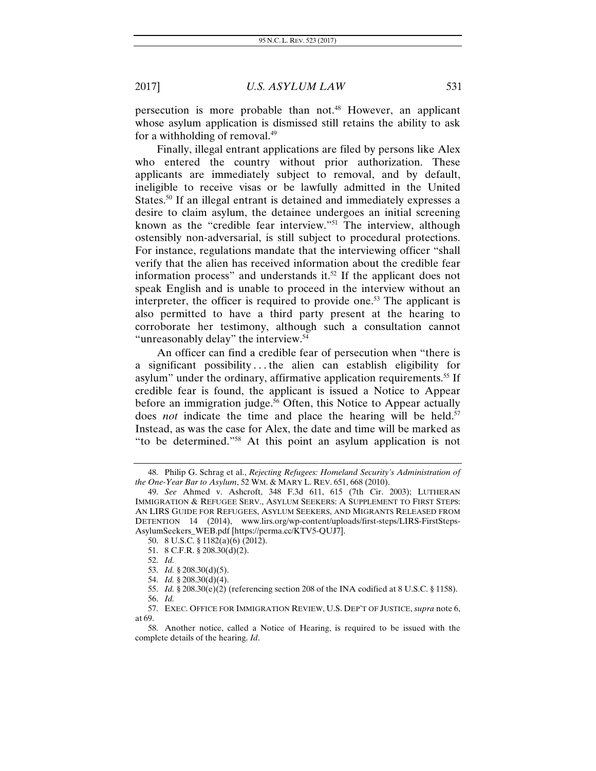persecution is more probable than not.[48] However, an applicant whose asylum application is dismissed still retains the ability to ask for a withholding of removal.[49]

Finally, illegal entrant applications are filed by persons like Alex who entered the country without prior authorization. These applicants are immediately subject to removal, and by default, ineligible to receive visas or be lawfully admitted in the United States.[50] If an illegal entrant is detained and immediately expresses a desire to claim asylum, the detainee undergoes an initial screening known as the "credible fear interview."[51] The interview, although ostensibly non-adversarial, is still subject to procedural protections. For instance, regulations mandate that the interviewing officer "shall verify that the alien has received information about the credible fear information process" and understands it.[52] If the applicant does not speak English and is unable to proceed in the interview without an interpreter, the officer is required to provide one.[53] The applicant is also permitted to have a third party present at the hearing to corroborate her testimony, although such a consultation cannot "unreasonably delay" the interview.[54]

An officer can find a credible fear of persecution when "there is a significant possibility . . . the alien can establish eligibility for asylum" under the ordinary, affirmative application requirements.[55] If credible fear is found, the applicant is issued a Notice to Appear before an immigration judge.[56] Often, this Notice to Appear actually does *not* indicate the time and place the hearing will be held.[57] Instead, as was the case for Alex, the date and time will be marked as "to be determined."[58] At this point an asylum application is not

---

48. Philip G. Schrag et al., *Rejecting Refugees: Homeland Security's Administration of the One-Year Bar to Asylum*, 52 WM. & MARY L. REV. 651, 668 (2010).

49. *See* Ahmed v. Ashcroft, 348 F.3d 611, 615 (7th Cir. 2003); LUTHERAN IMMIGRATION & REFUGEE SERV., ASYLUM SEEKERS: A SUPPLEMENT TO FIRST STEPS: AN LIRS GUIDE FOR REFUGEES, ASYLUM SEEKERS, AND MIGRANTS RELEASED FROM DETENTION 14 (2014), www.lirs.org/wp-content/uploads/first-steps/LIRS-FirstSteps-AsylumSeekers_WEB.pdf [https://perma.cc/KTV5-QUJ7].

50. 8 U.S.C. § 1182(a)(6) (2012).

51. 8 C.F.R. § 208.30(d)(2).

52. *Id.*

53. *Id.* § 208.30(d)(5).

54. *Id.* § 208.30(d)(4).

55. *Id.* § 208.30(e)(2) (referencing section 208 of the INA codified at 8 U.S.C. § 1158).

56. *Id.*

57. EXEC. OFFICE FOR IMMIGRATION REVIEW, U.S. DEP'T OF JUSTICE, *supra* note 6, at 69.

58. Another notice, called a Notice of Hearing, is required to be issued with the complete details of the hearing. *Id*.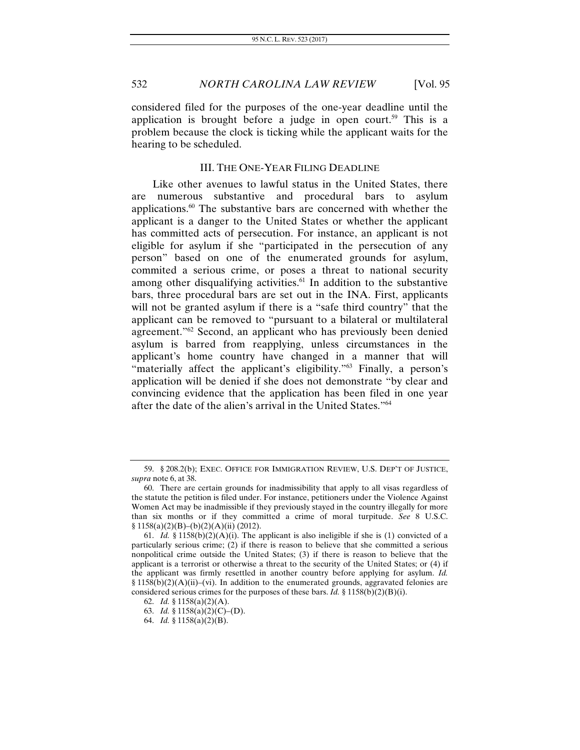considered filed for the purposes of the one-year deadline until the application is brought before a judge in open court.[59] This is a problem because the clock is ticking while the applicant waits for the hearing to be scheduled.

## III. THE ONE-YEAR FILING DEADLINE

Like other avenues to lawful status in the United States, there are numerous substantive and procedural bars to asylum applications.[60] The substantive bars are concerned with whether the applicant is a danger to the United States or whether the applicant has committed acts of persecution. For instance, an applicant is not eligible for asylum if she "participated in the persecution of any person" based on one of the enumerated grounds for asylum, commited a serious crime, or poses a threat to national security among other disqualifying activities.[61] In addition to the substantive bars, three procedural bars are set out in the INA. First, applicants will not be granted asylum if there is a "safe third country" that the applicant can be removed to "pursuant to a bilateral or multilateral agreement."[62] Second, an applicant who has previously been denied asylum is barred from reapplying, unless circumstances in the applicant's home country have changed in a manner that will "materially affect the applicant's eligibility."[63] Finally, a person's application will be denied if she does not demonstrate "by clear and convincing evidence that the application has been filed in one year after the date of the alien's arrival in the United States."[64]

---

59. § 208.2(b); EXEC. OFFICE FOR IMMIGRATION REVIEW, U.S. DEP'T OF JUSTICE, *supra* note 6, at 38.

60. There are certain grounds for inadmissibility that apply to all visas regardless of the statute the petition is filed under. For instance, petitioners under the Violence Against Women Act may be inadmissible if they previously stayed in the country illegally for more than six months or if they committed a crime of moral turpitude. *See* 8 U.S.C. § 1158(a)(2)(B)–(b)(2)(A)(ii) (2012).

61. *Id.* § 1158(b)(2)(A)(i). The applicant is also ineligible if she is (1) convicted of a particularly serious crime; (2) if there is reason to believe that she committed a serious nonpolitical crime outside the United States; (3) if there is reason to believe that the applicant is a terrorist or otherwise a threat to the security of the United States; or (4) if the applicant was firmly resettled in another country before applying for asylum. *Id.* § 1158(b)(2)(A)(ii)–(vi). In addition to the enumerated grounds, aggravated felonies are considered serious crimes for the purposes of these bars. *Id.* § 1158(b)(2)(B)(i).

62. *Id.* § 1158(a)(2)(A).

63. *Id.* § 1158(a)(2)(C)–(D).

64. *Id.* § 1158(a)(2)(B).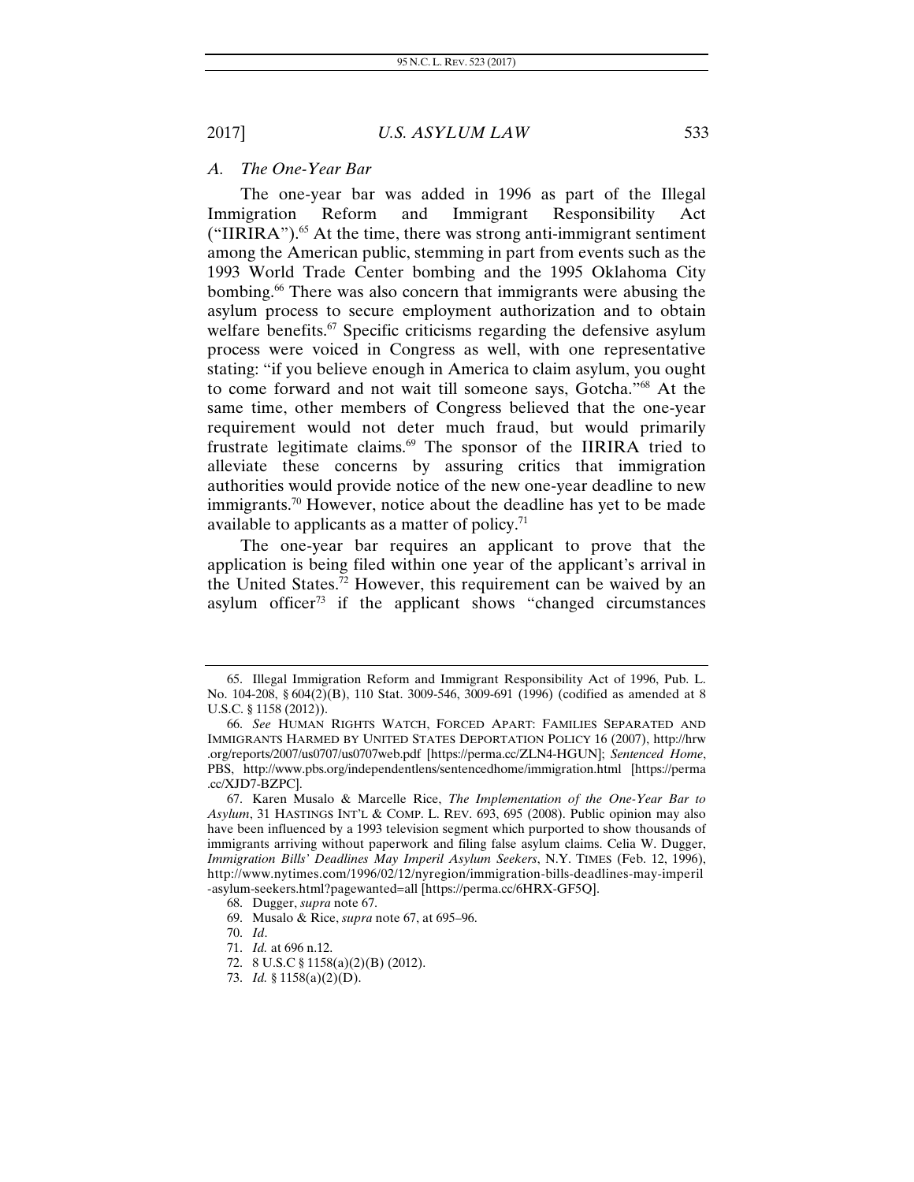### *A. The One-Year Bar*

The one-year bar was added in 1996 as part of the Illegal Immigration Reform and Immigrant Responsibility Act ("IIRIRA").[65] At the time, there was strong anti-immigrant sentiment among the American public, stemming in part from events such as the 1993 World Trade Center bombing and the 1995 Oklahoma City bombing.[66] There was also concern that immigrants were abusing the asylum process to secure employment authorization and to obtain welfare benefits.[67] Specific criticisms regarding the defensive asylum process were voiced in Congress as well, with one representative stating: "if you believe enough in America to claim asylum, you ought to come forward and not wait till someone says, Gotcha."[68] At the same time, other members of Congress believed that the one-year requirement would not deter much fraud, but would primarily frustrate legitimate claims.[69] The sponsor of the IIRIRA tried to alleviate these concerns by assuring critics that immigration authorities would provide notice of the new one-year deadline to new immigrants.[70] However, notice about the deadline has yet to be made available to applicants as a matter of policy.[71]

The one-year bar requires an applicant to prove that the application is being filed within one year of the applicant's arrival in the United States.[72] However, this requirement can be waived by an asylum officer[73] if the applicant shows "changed circumstances

---

65. Illegal Immigration Reform and Immigrant Responsibility Act of 1996, Pub. L. No. 104-208, § 604(2)(B), 110 Stat. 3009-546, 3009-691 (1996) (codified as amended at 8 U.S.C. § 1158 (2012)).

66. *See* HUMAN RIGHTS WATCH, FORCED APART: FAMILIES SEPARATED AND IMMIGRANTS HARMED BY UNITED STATES DEPORTATION POLICY 16 (2007), http://hrw.org/reports/2007/us0707/us0707web.pdf [https://perma.cc/ZLN4-HGUN]; *Sentenced Home*, PBS, http://www.pbs.org/independentlens/sentencedhome/immigration.html [https://perma.cc/XJD7-BZPC].

67. Karen Musalo & Marcelle Rice, *The Implementation of the One-Year Bar to Asylum*, 31 HASTINGS INT'L & COMP. L. REV. 693, 695 (2008). Public opinion may also have been influenced by a 1993 television segment which purported to show thousands of immigrants arriving without paperwork and filing false asylum claims. Celia W. Dugger, *Immigration Bills' Deadlines May Imperil Asylum Seekers*, N.Y. TIMES (Feb. 12, 1996), http://www.nytimes.com/1996/02/12/nyregion/immigration-bills-deadlines-may-imperil-asylum-seekers.html?pagewanted=all [https://perma.cc/6HRX-GF5Q].

68. Dugger, *supra* note 67.

69. Musalo & Rice, *supra* note 67, at 695–96.

70. *Id*.

71. *Id.* at 696 n.12.

72. 8 U.S.C § 1158(a)(2)(B) (2012).

73. *Id.* § 1158(a)(2)(D).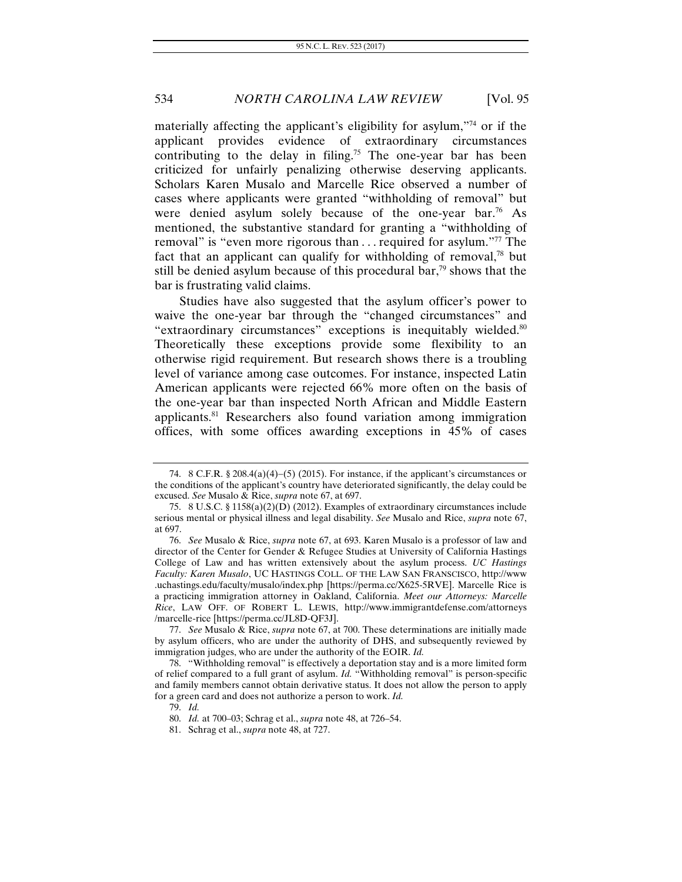materially affecting the applicant's eligibility for asylum,"[74] or if the applicant provides evidence of extraordinary circumstances contributing to the delay in filing.[75] The one-year bar has been criticized for unfairly penalizing otherwise deserving applicants. Scholars Karen Musalo and Marcelle Rice observed a number of cases where applicants were granted "withholding of removal" but were denied asylum solely because of the one-year bar.[76] As mentioned, the substantive standard for granting a "withholding of removal" is "even more rigorous than . . . required for asylum."[77] The fact that an applicant can qualify for withholding of removal,[78] but still be denied asylum because of this procedural bar,[79] shows that the bar is frustrating valid claims.

Studies have also suggested that the asylum officer's power to waive the one-year bar through the "changed circumstances" and "extraordinary circumstances" exceptions is inequitably wielded.[80] Theoretically these exceptions provide some flexibility to an otherwise rigid requirement. But research shows there is a troubling level of variance among case outcomes. For instance, inspected Latin American applicants were rejected 66% more often on the basis of the one-year bar than inspected North African and Middle Eastern applicants.[81] Researchers also found variation among immigration offices, with some offices awarding exceptions in 45% of cases

---

74. 8 C.F.R. § 208.4(a)(4)–(5) (2015). For instance, if the applicant's circumstances or the conditions of the applicant's country have deteriorated significantly, the delay could be excused. *See* Musalo & Rice, *supra* note 67, at 697.

75. 8 U.S.C. § 1158(a)(2)(D) (2012). Examples of extraordinary circumstances include serious mental or physical illness and legal disability. *See* Musalo and Rice, *supra* note 67, at 697.

76. *See* Musalo & Rice, *supra* note 67, at 693. Karen Musalo is a professor of law and director of the Center for Gender & Refugee Studies at University of California Hastings College of Law and has written extensively about the asylum process. *UC Hastings Faculty: Karen Musalo*, UC HASTINGS COLL. OF THE LAW SAN FRANSCISCO, http://www.uchastings.edu/faculty/musalo/index.php [https://perma.cc/X625-5RVE]. Marcelle Rice is a practicing immigration attorney in Oakland, California. *Meet our Attorneys: Marcelle Rice*, LAW OFF. OF ROBERT L. LEWIS, http://www.immigrantdefense.com/attorneys/marcelle-rice [https://perma.cc/JL8D-QF3J].

77. *See* Musalo & Rice, *supra* note 67, at 700. These determinations are initially made by asylum officers, who are under the authority of DHS, and subsequently reviewed by immigration judges, who are under the authority of the EOIR. *Id.*

78. "Withholding removal" is effectively a deportation stay and is a more limited form of relief compared to a full grant of asylum. *Id.* "Withholding removal" is person-specific and family members cannot obtain derivative status. It does not allow the person to apply for a green card and does not authorize a person to work. *Id.*

79. *Id.*

80. *Id.* at 700–03; Schrag et al., *supra* note 48, at 726–54.

81. Schrag et al., *supra* note 48, at 727.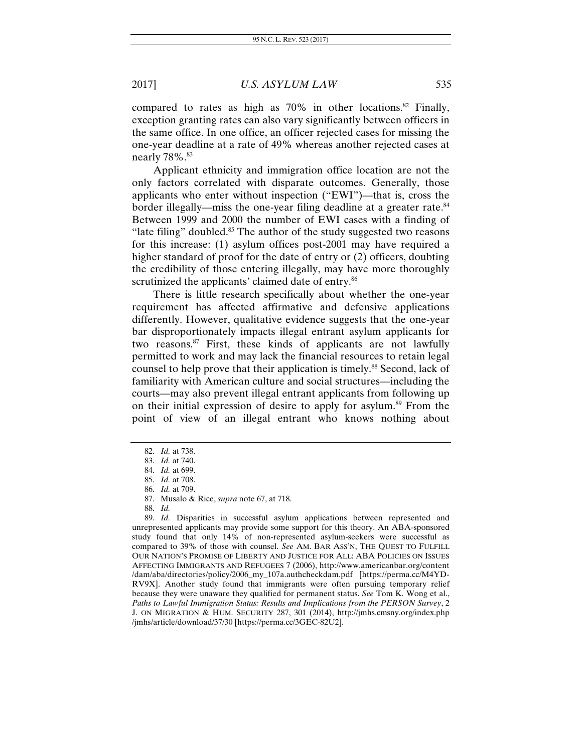compared to rates as high as 70% in other locations.[82] Finally, exception granting rates can also vary significantly between officers in the same office. In one office, an officer rejected cases for missing the one-year deadline at a rate of 49% whereas another rejected cases at nearly 78%.[83]

Applicant ethnicity and immigration office location are not the only factors correlated with disparate outcomes. Generally, those applicants who enter without inspection ("EWI")—that is, cross the border illegally—miss the one-year filing deadline at a greater rate.[84] Between 1999 and 2000 the number of EWI cases with a finding of "late filing" doubled.[85] The author of the study suggested two reasons for this increase: (1) asylum offices post-2001 may have required a higher standard of proof for the date of entry or (2) officers, doubting the credibility of those entering illegally, may have more thoroughly scrutinized the applicants' claimed date of entry.[86]

There is little research specifically about whether the one-year requirement has affected affirmative and defensive applications differently. However, qualitative evidence suggests that the one-year bar disproportionately impacts illegal entrant asylum applicants for two reasons.[87] First, these kinds of applicants are not lawfully permitted to work and may lack the financial resources to retain legal counsel to help prove that their application is timely.[88] Second, lack of familiarity with American culture and social structures—including the courts—may also prevent illegal entrant applicants from following up on their initial expression of desire to apply for asylum.[89] From the point of view of an illegal entrant who knows nothing about

---

82. *Id.* at 738.

83. *Id.* at 740.

84. *Id.* at 699.

85. *Id.* at 708.

86. *Id.* at 709.

87. Musalo & Rice, *supra* note 67, at 718.

88. *Id.*

89. *Id.* Disparities in successful asylum applications between represented and unrepresented applicants may provide some support for this theory. An ABA-sponsored study found that only 14% of non-represented asylum-seekers were successful as compared to 39% of those with counsel. *See* AM. BAR ASS'N, THE QUEST TO FULFILL OUR NATION'S PROMISE OF LIBERTY AND JUSTICE FOR ALL: ABA POLICIES ON ISSUES AFFECTING IMMIGRANTS AND REFUGEES 7 (2006), http://www.americanbar.org/content/dam/aba/directories/policy/2006_my_107a.authcheckdam.pdf [https://perma.cc/M4YD-RV9X]. Another study found that immigrants were often pursuing temporary relief because they were unaware they qualified for permanent status. *See* Tom K. Wong et al., *Paths to Lawful Immigration Status: Results and Implications from the PERSON Survey*, 2 J. ON MIGRATION & HUM. SECURITY 287, 301 (2014), http://jmhs.cmsny.org/index.php/jmhs/article/download/37/30 [https://perma.cc/3GEC-82U2].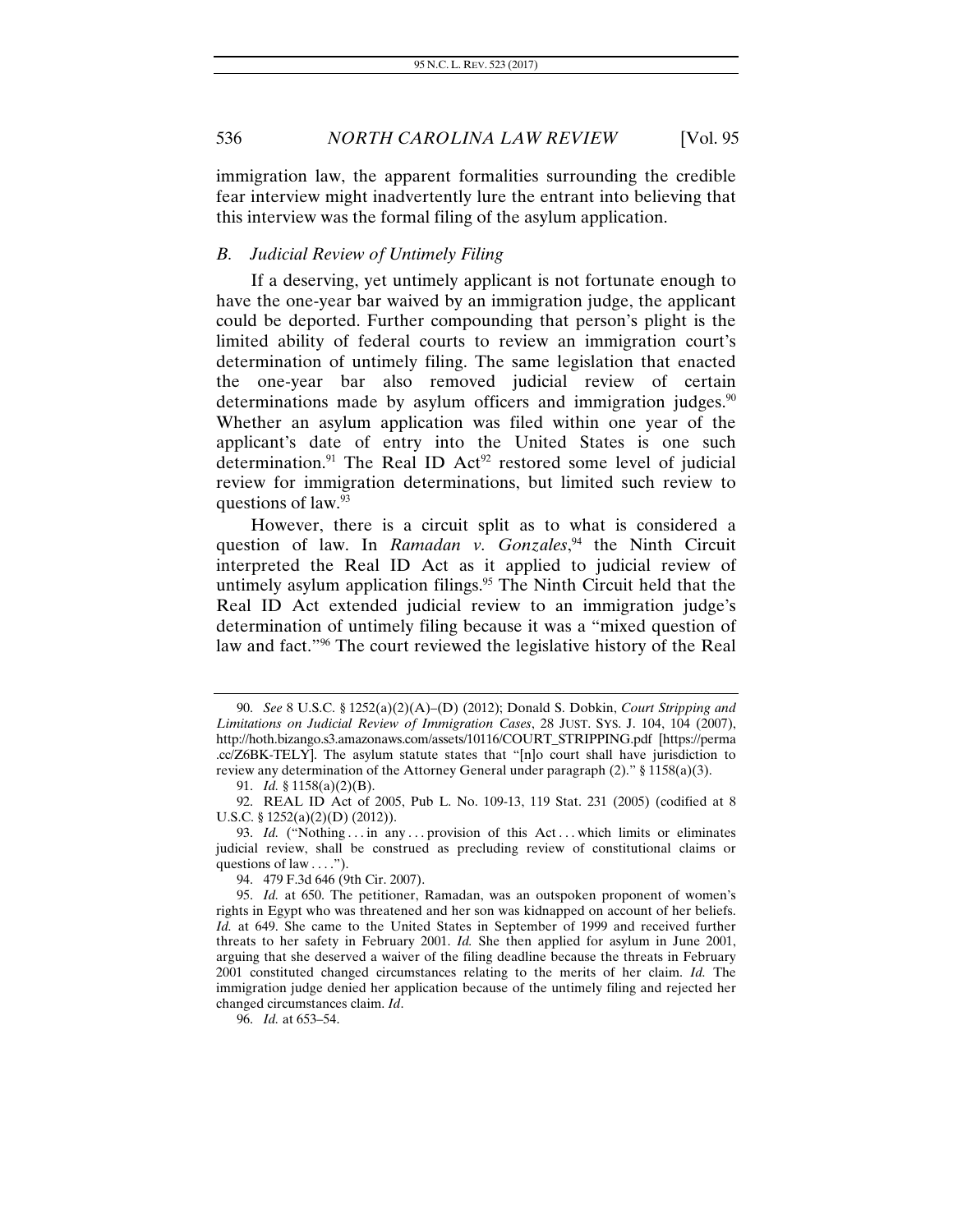immigration law, the apparent formalities surrounding the credible fear interview might inadvertently lure the entrant into believing that this interview was the formal filing of the asylum application.

### *B. Judicial Review of Untimely Filing*

If a deserving, yet untimely applicant is not fortunate enough to have the one-year bar waived by an immigration judge, the applicant could be deported. Further compounding that person's plight is the limited ability of federal courts to review an immigration court's determination of untimely filing. The same legislation that enacted the one-year bar also removed judicial review of certain determinations made by asylum officers and immigration judges.[90] Whether an asylum application was filed within one year of the applicant's date of entry into the United States is one such determination.[91] The Real ID Act[92] restored some level of judicial review for immigration determinations, but limited such review to questions of law.[93]

However, there is a circuit split as to what is considered a question of law. In *Ramadan v. Gonzales*,[94] the Ninth Circuit interpreted the Real ID Act as it applied to judicial review of untimely asylum application filings.[95] The Ninth Circuit held that the Real ID Act extended judicial review to an immigration judge's determination of untimely filing because it was a "mixed question of law and fact."[96] The court reviewed the legislative history of the Real

---

90. *See* 8 U.S.C. § 1252(a)(2)(A)–(D) (2012); Donald S. Dobkin, *Court Stripping and Limitations on Judicial Review of Immigration Cases*, 28 JUST. SYS. J. 104, 104 (2007), http://hoth.bizango.s3.amazonaws.com/assets/10116/COURT_STRIPPING.pdf [https://perma.cc/Z6BK-TELY]. The asylum statute states that "[n]o court shall have jurisdiction to review any determination of the Attorney General under paragraph (2)." § 1158(a)(3).

91. *Id.* § 1158(a)(2)(B).

92. REAL ID Act of 2005, Pub L. No. 109-13, 119 Stat. 231 (2005) (codified at 8 U.S.C. § 1252(a)(2)(D) (2012)).

93. *Id.* ("Nothing . . . in any . . . provision of this Act . . . which limits or eliminates judicial review, shall be construed as precluding review of constitutional claims or questions of law . . . .").

94. 479 F.3d 646 (9th Cir. 2007).

95. *Id.* at 650. The petitioner, Ramadan, was an outspoken proponent of women's rights in Egypt who was threatened and her son was kidnapped on account of her beliefs. *Id.* at 649. She came to the United States in September of 1999 and received further threats to her safety in February 2001. *Id.* She then applied for asylum in June 2001, arguing that she deserved a waiver of the filing deadline because the threats in February 2001 constituted changed circumstances relating to the merits of her claim. *Id.* The immigration judge denied her application because of the untimely filing and rejected her changed circumstances claim. *Id*.

96. *Id.* at 653–54.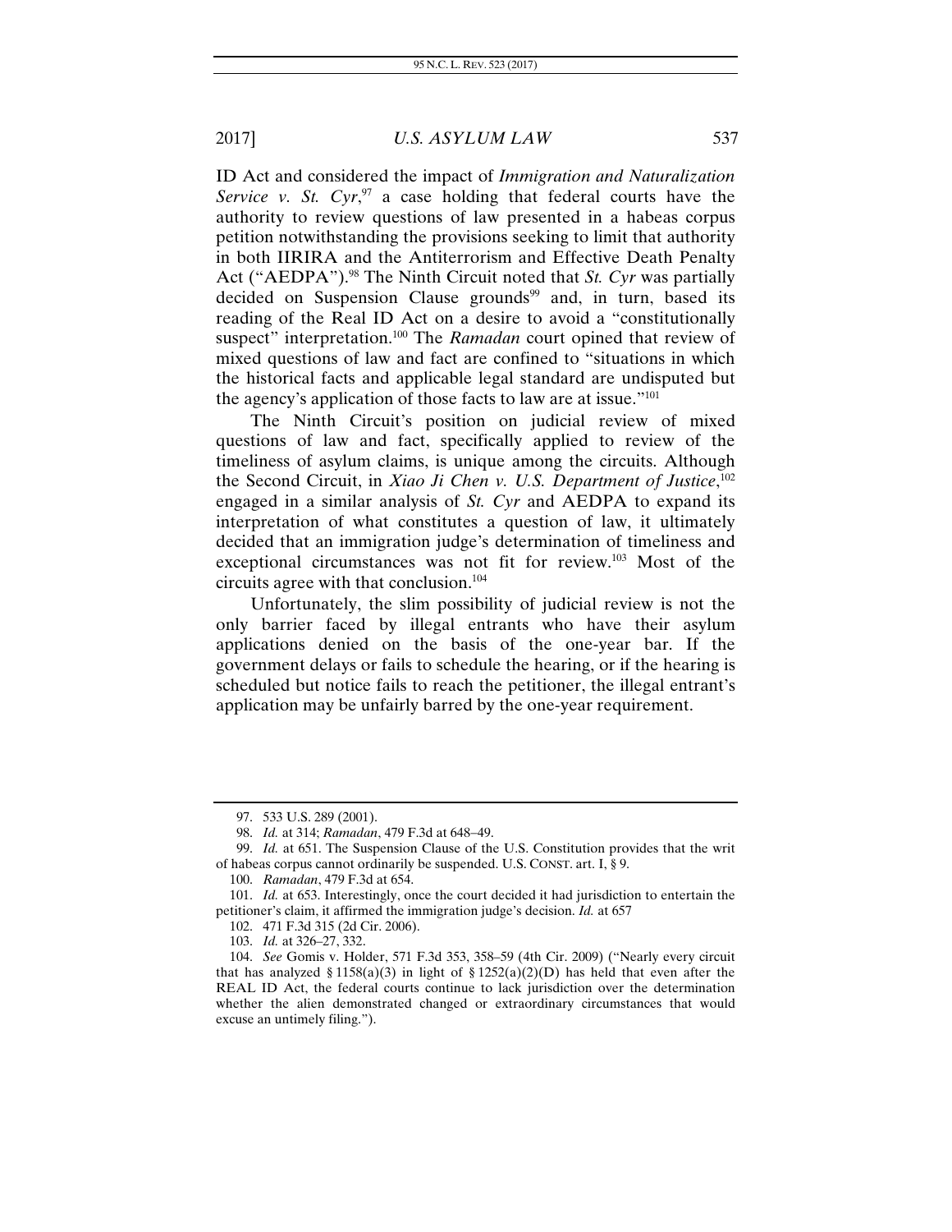ID Act and considered the impact of *Immigration and Naturalization Service v. St. Cyr*,[97] a case holding that federal courts have the authority to review questions of law presented in a habeas corpus petition notwithstanding the provisions seeking to limit that authority in both IIRIRA and the Antiterrorism and Effective Death Penalty Act ("AEDPA").[98] The Ninth Circuit noted that *St. Cyr* was partially decided on Suspension Clause grounds[99] and, in turn, based its reading of the Real ID Act on a desire to avoid a "constitutionally suspect" interpretation.[100] The *Ramadan* court opined that review of mixed questions of law and fact are confined to "situations in which the historical facts and applicable legal standard are undisputed but the agency's application of those facts to law are at issue."[101]

The Ninth Circuit's position on judicial review of mixed questions of law and fact, specifically applied to review of the timeliness of asylum claims, is unique among the circuits. Although the Second Circuit, in *Xiao Ji Chen v. U.S. Department of Justice*,[102] engaged in a similar analysis of *St. Cyr* and AEDPA to expand its interpretation of what constitutes a question of law, it ultimately decided that an immigration judge's determination of timeliness and exceptional circumstances was not fit for review.[103] Most of the circuits agree with that conclusion.[104]

Unfortunately, the slim possibility of judicial review is not the only barrier faced by illegal entrants who have their asylum applications denied on the basis of the one-year bar. If the government delays or fails to schedule the hearing, or if the hearing is scheduled but notice fails to reach the petitioner, the illegal entrant's application may be unfairly barred by the one-year requirement.

---

97. 533 U.S. 289 (2001).

98. *Id.* at 314; *Ramadan*, 479 F.3d at 648–49.

99. *Id.* at 651. The Suspension Clause of the U.S. Constitution provides that the writ of habeas corpus cannot ordinarily be suspended. U.S. CONST. art. I, § 9.

100. *Ramadan*, 479 F.3d at 654.

101. *Id.* at 653. Interestingly, once the court decided it had jurisdiction to entertain the petitioner's claim, it affirmed the immigration judge's decision. *Id.* at 657

102. 471 F.3d 315 (2d Cir. 2006).

103. *Id.* at 326–27, 332.

104. *See* Gomis v. Holder, 571 F.3d 353, 358–59 (4th Cir. 2009) ("Nearly every circuit that has analyzed § 1158(a)(3) in light of § 1252(a)(2)(D) has held that even after the REAL ID Act, the federal courts continue to lack jurisdiction over the determination whether the alien demonstrated changed or extraordinary circumstances that would excuse an untimely filing.").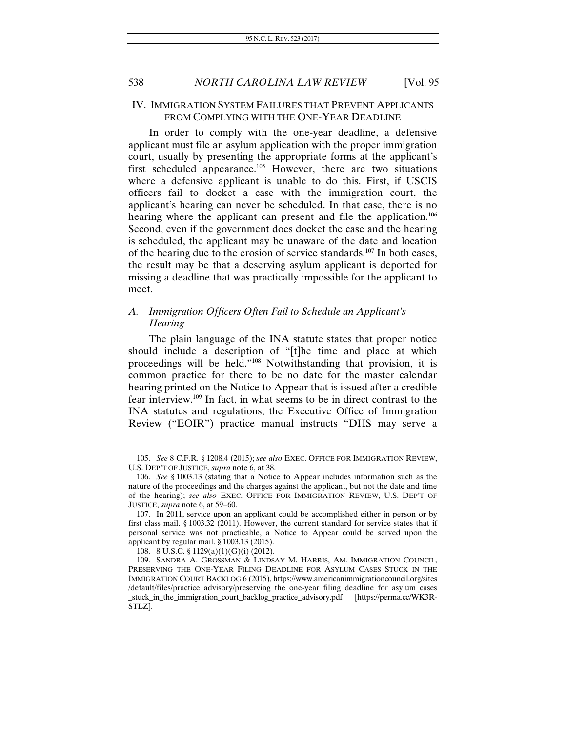## IV. IMMIGRATION SYSTEM FAILURES THAT PREVENT APPLICANTS FROM COMPLYING WITH THE ONE-YEAR DEADLINE

In order to comply with the one-year deadline, a defensive applicant must file an asylum application with the proper immigration court, usually by presenting the appropriate forms at the applicant's first scheduled appearance.[105] However, there are two situations where a defensive applicant is unable to do this. First, if USCIS officers fail to docket a case with the immigration court, the applicant's hearing can never be scheduled. In that case, there is no hearing where the applicant can present and file the application.[106] Second, even if the government does docket the case and the hearing is scheduled, the applicant may be unaware of the date and location of the hearing due to the erosion of service standards.[107] In both cases, the result may be that a deserving asylum applicant is deported for missing a deadline that was practically impossible for the applicant to meet.

### A. *Immigration Officers Often Fail to Schedule an Applicant's Hearing*

The plain language of the INA statute states that proper notice should include a description of "[t]he time and place at which proceedings will be held."[108] Notwithstanding that provision, it is common practice for there to be no date for the master calendar hearing printed on the Notice to Appear that is issued after a credible fear interview.[109] In fact, in what seems to be in direct contrast to the INA statutes and regulations, the Executive Office of Immigration Review ("EOIR") practice manual instructs "DHS may serve a

---

105. *See* 8 C.F.R. § 1208.4 (2015); *see also* EXEC. OFFICE FOR IMMIGRATION REVIEW, U.S. DEP'T OF JUSTICE, *supra* note 6, at 38.

106. *See* § 1003.13 (stating that a Notice to Appear includes information such as the nature of the proceedings and the charges against the applicant, but not the date and time of the hearing); *see also* EXEC. OFFICE FOR IMMIGRATION REVIEW, U.S. DEP'T OF JUSTICE, *supra* note 6, at 59–60.

107. In 2011, service upon an applicant could be accomplished either in person or by first class mail. § 1003.32 (2011). However, the current standard for service states that if personal service was not practicable, a Notice to Appear could be served upon the applicant by regular mail. § 1003.13 (2015).

108. 8 U.S.C. § 1129(a)(1)(G)(i) (2012).

109. SANDRA A. GROSSMAN & LINDSAY M. HARRIS, AM. IMMIGRATION COUNCIL, PRESERVING THE ONE-YEAR FILING DEADLINE FOR ASYLUM CASES STUCK IN THE IMMIGRATION COURT BACKLOG 6 (2015), https://www.americanimmigrationcouncil.org/sites/default/files/practice_advisory/preserving_the_one-year_filing_deadline_for_asylum_cases_stuck_in_the_immigration_court_backlog_practice_advisory.pdf [https://perma.cc/WK3R-STLZ].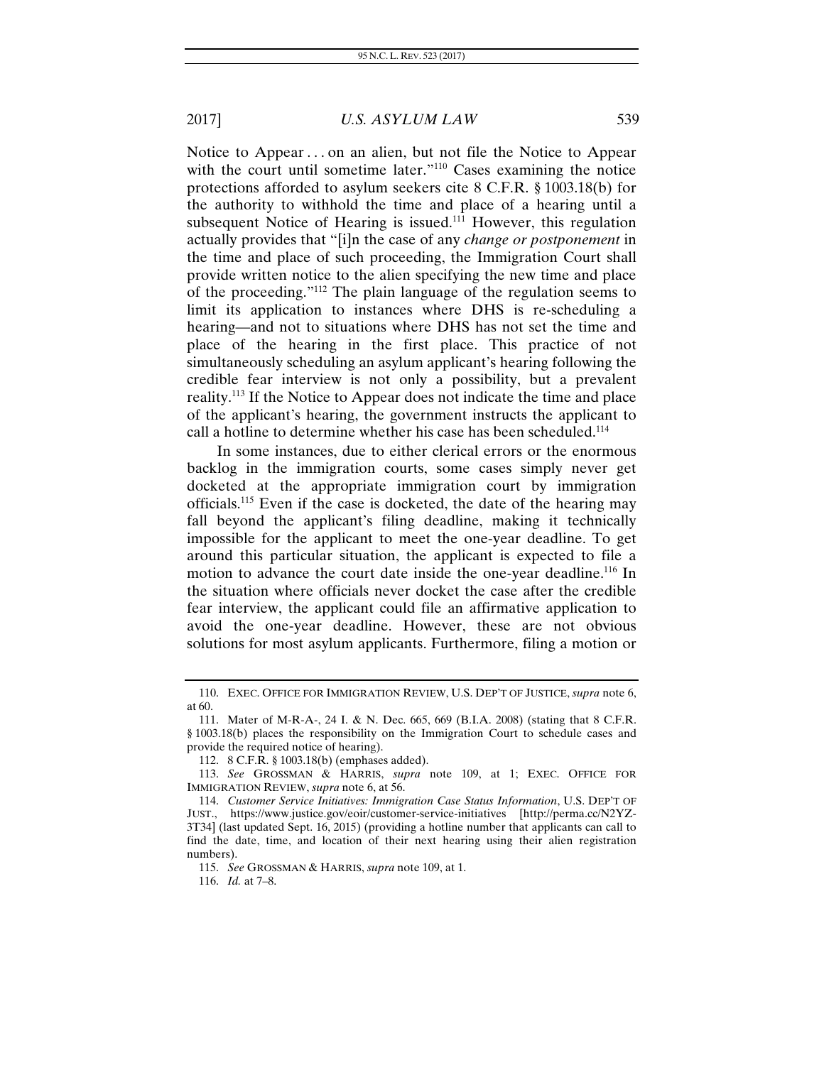Notice to Appear . . . on an alien, but not file the Notice to Appear with the court until sometime later."[110] Cases examining the notice protections afforded to asylum seekers cite 8 C.F.R. § 1003.18(b) for the authority to withhold the time and place of a hearing until a subsequent Notice of Hearing is issued.[111] However, this regulation actually provides that "[i]n the case of any *change or postponement* in the time and place of such proceeding, the Immigration Court shall provide written notice to the alien specifying the new time and place of the proceeding."[112] The plain language of the regulation seems to limit its application to instances where DHS is re-scheduling a hearing—and not to situations where DHS has not set the time and place of the hearing in the first place. This practice of not simultaneously scheduling an asylum applicant's hearing following the credible fear interview is not only a possibility, but a prevalent reality.[113] If the Notice to Appear does not indicate the time and place of the applicant's hearing, the government instructs the applicant to call a hotline to determine whether his case has been scheduled.[114]

In some instances, due to either clerical errors or the enormous backlog in the immigration courts, some cases simply never get docketed at the appropriate immigration court by immigration officials.[115] Even if the case is docketed, the date of the hearing may fall beyond the applicant's filing deadline, making it technically impossible for the applicant to meet the one-year deadline. To get around this particular situation, the applicant is expected to file a motion to advance the court date inside the one-year deadline.[116] In the situation where officials never docket the case after the credible fear interview, the applicant could file an affirmative application to avoid the one-year deadline. However, these are not obvious solutions for most asylum applicants. Furthermore, filing a motion or

---

110. EXEC. OFFICE FOR IMMIGRATION REVIEW, U.S. DEP'T OF JUSTICE, *supra* note 6, at 60.

111. Mater of M-R-A-, 24 I. & N. Dec. 665, 669 (B.I.A. 2008) (stating that 8 C.F.R. § 1003.18(b) places the responsibility on the Immigration Court to schedule cases and provide the required notice of hearing).

112. 8 C.F.R. § 1003.18(b) (emphases added).

113. *See* GROSSMAN & HARRIS, *supra* note 109, at 1; EXEC. OFFICE FOR IMMIGRATION REVIEW, *supra* note 6, at 56.

114. *Customer Service Initiatives: Immigration Case Status Information*, U.S. DEP'T OF JUST., https://www.justice.gov/eoir/customer-service-initiatives [http://perma.cc/N2YZ-3T34] (last updated Sept. 16, 2015) (providing a hotline number that applicants can call to find the date, time, and location of their next hearing using their alien registration numbers).

115. *See* GROSSMAN & HARRIS, *supra* note 109, at 1.

116. *Id.* at 7–8.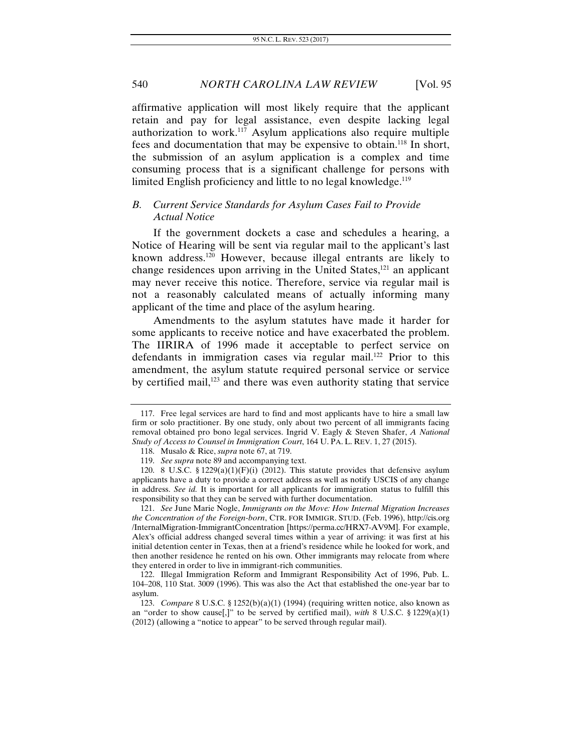affirmative application will most likely require that the applicant retain and pay for legal assistance, even despite lacking legal authorization to work.[117] Asylum applications also require multiple fees and documentation that may be expensive to obtain.[118] In short, the submission of an asylum application is a complex and time consuming process that is a significant challenge for persons with limited English proficiency and little to no legal knowledge.[119]

### *B. Current Service Standards for Asylum Cases Fail to Provide Actual Notice*

If the government dockets a case and schedules a hearing, a Notice of Hearing will be sent via regular mail to the applicant's last known address.[120] However, because illegal entrants are likely to change residences upon arriving in the United States,[121] an applicant may never receive this notice. Therefore, service via regular mail is not a reasonably calculated means of actually informing many applicant of the time and place of the asylum hearing.

Amendments to the asylum statutes have made it harder for some applicants to receive notice and have exacerbated the problem. The IIRIRA of 1996 made it acceptable to perfect service on defendants in immigration cases via regular mail.[122] Prior to this amendment, the asylum statute required personal service or service by certified mail,[123] and there was even authority stating that service

---

117. Free legal services are hard to find and most applicants have to hire a small law firm or solo practitioner. By one study, only about two percent of all immigrants facing removal obtained pro bono legal services. Ingrid V. Eagly & Steven Shafer, *A National Study of Access to Counsel in Immigration Court*, 164 U. PA. L. REV. 1, 27 (2015).

118. Musalo & Rice, *supra* note 67, at 719.

119. *See supra* note 89 and accompanying text.

120. 8 U.S.C. § 1229(a)(1)(F)(i) (2012). This statute provides that defensive asylum applicants have a duty to provide a correct address as well as notify USCIS of any change in address. *See id.* It is important for all applicants for immigration status to fulfill this responsibility so that they can be served with further documentation.

121. *See* June Marie Nogle, *Immigrants on the Move: How Internal Migration Increases the Concentration of the Foreign-born*, CTR. FOR IMMIGR. STUD. (Feb. 1996), http://cis.org/InternalMigration-ImmigrantConcentration [https://perma.cc/HRX7-AV9M]. For example, Alex's official address changed several times within a year of arriving: it was first at his initial detention center in Texas, then at a friend's residence while he looked for work, and then another residence he rented on his own. Other immigrants may relocate from where they entered in order to live in immigrant-rich communities.

122. Illegal Immigration Reform and Immigrant Responsibility Act of 1996, Pub. L. 104–208, 110 Stat. 3009 (1996). This was also the Act that established the one-year bar to asylum.

123. *Compare* 8 U.S.C. § 1252(b)(a)(1) (1994) (requiring written notice, also known as an "order to show cause[,]" to be served by certified mail), *with* 8 U.S.C. § 1229(a)(1) (2012) (allowing a "notice to appear" to be served through regular mail).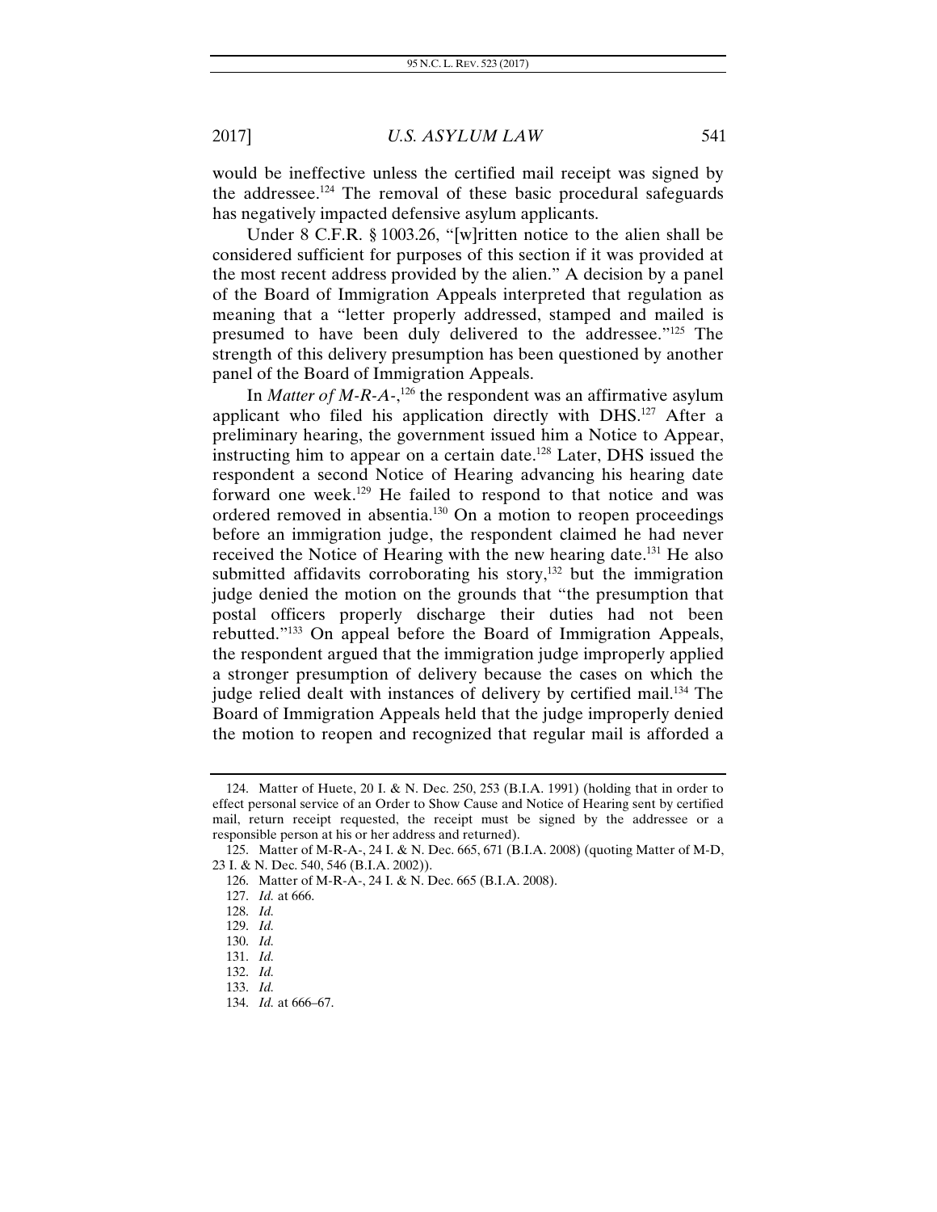would be ineffective unless the certified mail receipt was signed by the addressee.[124] The removal of these basic procedural safeguards has negatively impacted defensive asylum applicants.

Under 8 C.F.R. § 1003.26, "[w]ritten notice to the alien shall be considered sufficient for purposes of this section if it was provided at the most recent address provided by the alien." A decision by a panel of the Board of Immigration Appeals interpreted that regulation as meaning that a "letter properly addressed, stamped and mailed is presumed to have been duly delivered to the addressee."[125] The strength of this delivery presumption has been questioned by another panel of the Board of Immigration Appeals.

In *Matter of M-R-A-*,[126] the respondent was an affirmative asylum applicant who filed his application directly with DHS.[127] After a preliminary hearing, the government issued him a Notice to Appear, instructing him to appear on a certain date.[128] Later, DHS issued the respondent a second Notice of Hearing advancing his hearing date forward one week.[129] He failed to respond to that notice and was ordered removed in absentia.[130] On a motion to reopen proceedings before an immigration judge, the respondent claimed he had never received the Notice of Hearing with the new hearing date.[131] He also submitted affidavits corroborating his story,[132] but the immigration judge denied the motion on the grounds that "the presumption that postal officers properly discharge their duties had not been rebutted."[133] On appeal before the Board of Immigration Appeals, the respondent argued that the immigration judge improperly applied a stronger presumption of delivery because the cases on which the judge relied dealt with instances of delivery by certified mail.[134] The Board of Immigration Appeals held that the judge improperly denied the motion to reopen and recognized that regular mail is afforded a

---

124. Matter of Huete, 20 I. & N. Dec. 250, 253 (B.I.A. 1991) (holding that in order to effect personal service of an Order to Show Cause and Notice of Hearing sent by certified mail, return receipt requested, the receipt must be signed by the addressee or a responsible person at his or her address and returned).

125. Matter of M-R-A-, 24 I. & N. Dec. 665, 671 (B.I.A. 2008) (quoting Matter of M-D, 23 I. & N. Dec. 540, 546 (B.I.A. 2002)).

126. Matter of M-R-A-, 24 I. & N. Dec. 665 (B.I.A. 2008).

127. *Id.* at 666.

128. *Id.*

129. *Id.*

130. *Id.*

131. *Id.*

132. *Id.*

133. *Id.*

134. *Id.* at 666–67.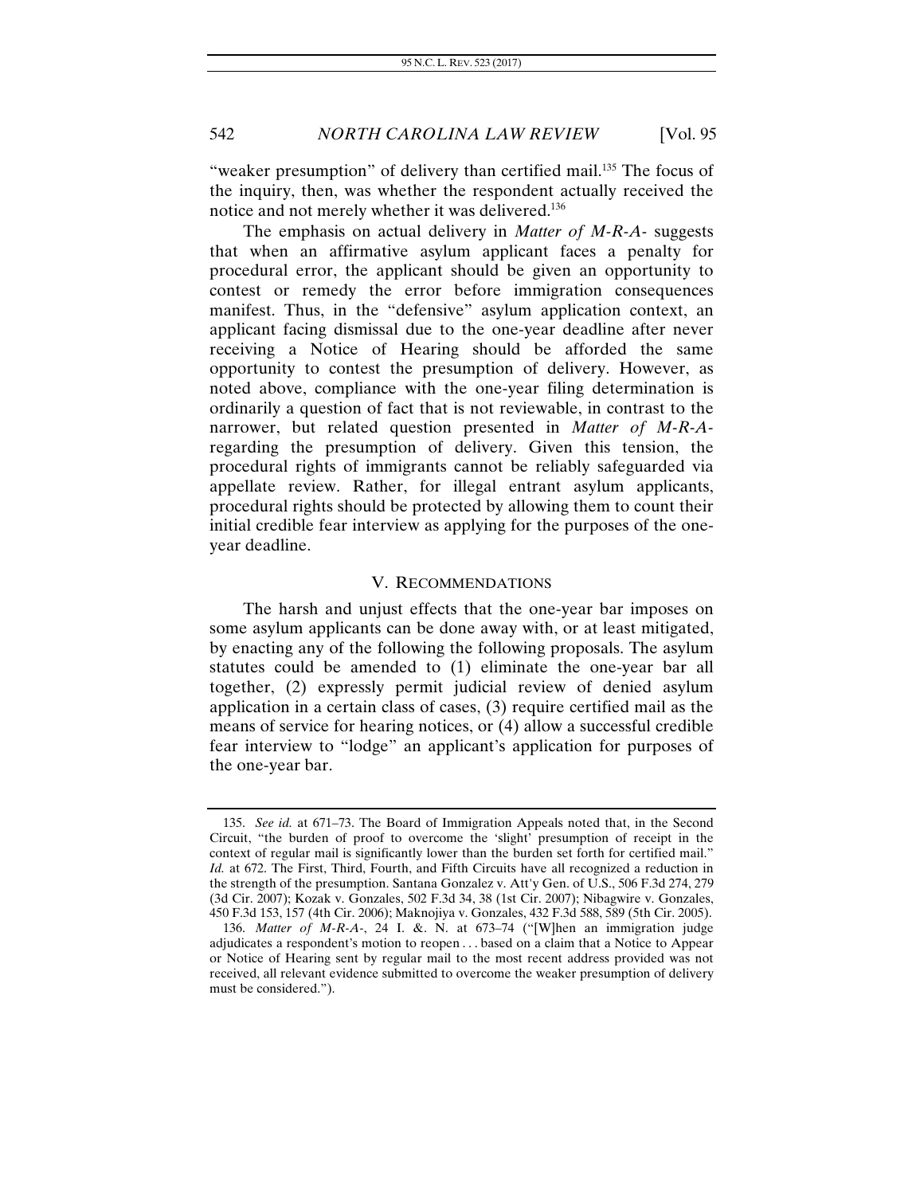"weaker presumption" of delivery than certified mail.[135] The focus of the inquiry, then, was whether the respondent actually received the notice and not merely whether it was delivered.[136]

The emphasis on actual delivery in *Matter of M-R-A-* suggests that when an affirmative asylum applicant faces a penalty for procedural error, the applicant should be given an opportunity to contest or remedy the error before immigration consequences manifest. Thus, in the "defensive" asylum application context, an applicant facing dismissal due to the one-year deadline after never receiving a Notice of Hearing should be afforded the same opportunity to contest the presumption of delivery. However, as noted above, compliance with the one-year filing determination is ordinarily a question of fact that is not reviewable, in contrast to the narrower, but related question presented in *Matter of M-R-A-* regarding the presumption of delivery. Given this tension, the procedural rights of immigrants cannot be reliably safeguarded via appellate review. Rather, for illegal entrant asylum applicants, procedural rights should be protected by allowing them to count their initial credible fear interview as applying for the purposes of the one-year deadline.

## V. RECOMMENDATIONS

The harsh and unjust effects that the one-year bar imposes on some asylum applicants can be done away with, or at least mitigated, by enacting any of the following the following proposals. The asylum statutes could be amended to (1) eliminate the one-year bar all together, (2) expressly permit judicial review of denied asylum application in a certain class of cases, (3) require certified mail as the means of service for hearing notices, or (4) allow a successful credible fear interview to "lodge" an applicant's application for purposes of the one-year bar.

---

135. *See id.* at 671–73. The Board of Immigration Appeals noted that, in the Second Circuit, "the burden of proof to overcome the 'slight' presumption of receipt in the context of regular mail is significantly lower than the burden set forth for certified mail." *Id.* at 672. The First, Third, Fourth, and Fifth Circuits have all recognized a reduction in the strength of the presumption. Santana Gonzalez v. Att'y Gen. of U.S., 506 F.3d 274, 279 (3d Cir. 2007); Kozak v. Gonzales, 502 F.3d 34, 38 (1st Cir. 2007); Nibagwire v. Gonzales, 450 F.3d 153, 157 (4th Cir. 2006); Maknojiya v. Gonzales, 432 F.3d 588, 589 (5th Cir. 2005).

136. *Matter of M-R-A-*, 24 I. &. N. at 673–74 ("[W]hen an immigration judge adjudicates a respondent's motion to reopen . . . based on a claim that a Notice to Appear or Notice of Hearing sent by regular mail to the most recent address provided was not received, all relevant evidence submitted to overcome the weaker presumption of delivery must be considered.").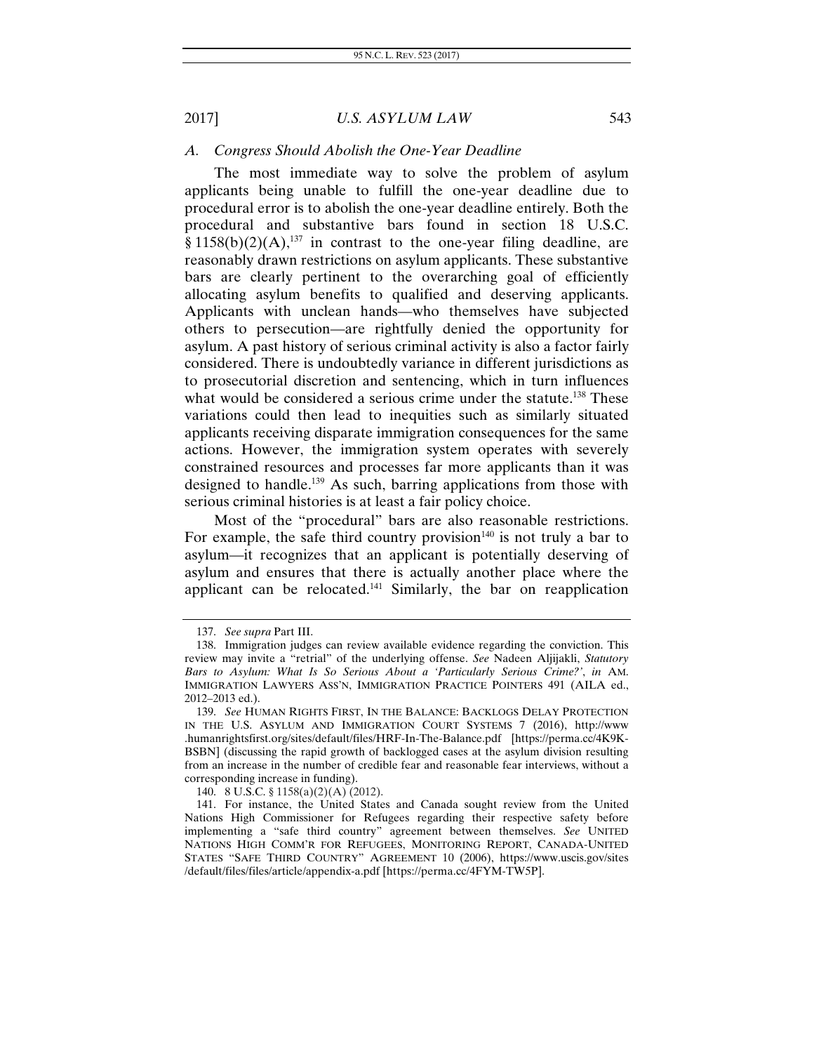### *A. Congress Should Abolish the One-Year Deadline*

The most immediate way to solve the problem of asylum applicants being unable to fulfill the one-year deadline due to procedural error is to abolish the one-year deadline entirely. Both the procedural and substantive bars found in section 18 U.S.C. § 1158(b)(2)(A),[137] in contrast to the one-year filing deadline, are reasonably drawn restrictions on asylum applicants. These substantive bars are clearly pertinent to the overarching goal of efficiently allocating asylum benefits to qualified and deserving applicants. Applicants with unclean hands—who themselves have subjected others to persecution—are rightfully denied the opportunity for asylum. A past history of serious criminal activity is also a factor fairly considered. There is undoubtedly variance in different jurisdictions as to prosecutorial discretion and sentencing, which in turn influences what would be considered a serious crime under the statute.[138] These variations could then lead to inequities such as similarly situated applicants receiving disparate immigration consequences for the same actions. However, the immigration system operates with severely constrained resources and processes far more applicants than it was designed to handle.[139] As such, barring applications from those with serious criminal histories is at least a fair policy choice.

Most of the "procedural" bars are also reasonable restrictions. For example, the safe third country provision[140] is not truly a bar to asylum—it recognizes that an applicant is potentially deserving of asylum and ensures that there is actually another place where the applicant can be relocated.[141] Similarly, the bar on reapplication

---

137. *See supra* Part III.

138. Immigration judges can review available evidence regarding the conviction. This review may invite a "retrial" of the underlying offense. *See* Nadeen Aljijakli, *Statutory Bars to Asylum: What Is So Serious About a 'Particularly Serious Crime?'*, *in* AM. IMMIGRATION LAWYERS ASS'N, IMMIGRATION PRACTICE POINTERS 491 (AILA ed., 2012–2013 ed.).

139. *See* HUMAN RIGHTS FIRST, IN THE BALANCE: BACKLOGS DELAY PROTECTION IN THE U.S. ASYLUM AND IMMIGRATION COURT SYSTEMS 7 (2016), http://www.humanrightsfirst.org/sites/default/files/HRF-In-The-Balance.pdf [https://perma.cc/4K9K-BSBN] (discussing the rapid growth of backlogged cases at the asylum division resulting from an increase in the number of credible fear and reasonable fear interviews, without a corresponding increase in funding).

140. 8 U.S.C. § 1158(a)(2)(A) (2012).

141. For instance, the United States and Canada sought review from the United Nations High Commissioner for Refugees regarding their respective safety before implementing a "safe third country" agreement between themselves. *See* UNITED NATIONS HIGH COMM'R FOR REFUGEES, MONITORING REPORT, CANADA-UNITED STATES "SAFE THIRD COUNTRY" AGREEMENT 10 (2006), https://www.uscis.gov/sites/default/files/files/article/appendix-a.pdf [https://perma.cc/4FYM-TW5P].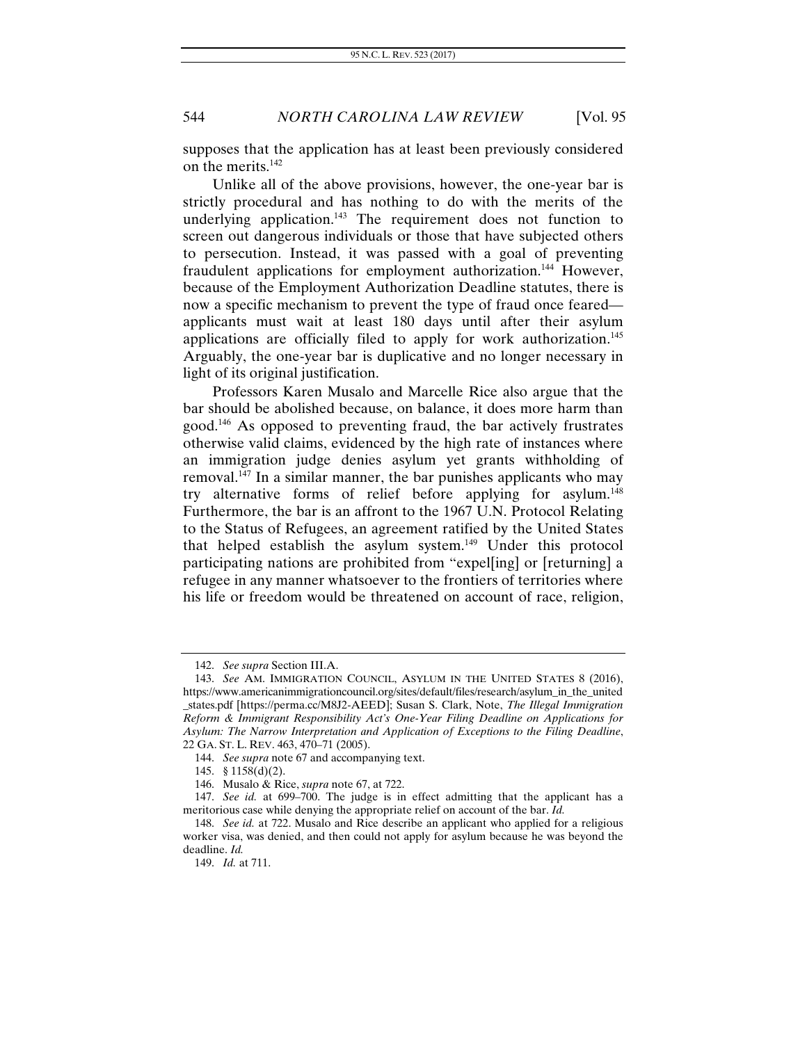supposes that the application has at least been previously considered on the merits.[142]

Unlike all of the above provisions, however, the one-year bar is strictly procedural and has nothing to do with the merits of the underlying application.[143] The requirement does not function to screen out dangerous individuals or those that have subjected others to persecution. Instead, it was passed with a goal of preventing fraudulent applications for employment authorization.[144] However, because of the Employment Authorization Deadline statutes, there is now a specific mechanism to prevent the type of fraud once feared—applicants must wait at least 180 days until after their asylum applications are officially filed to apply for work authorization.[145] Arguably, the one-year bar is duplicative and no longer necessary in light of its original justification.

Professors Karen Musalo and Marcelle Rice also argue that the bar should be abolished because, on balance, it does more harm than good.[146] As opposed to preventing fraud, the bar actively frustrates otherwise valid claims, evidenced by the high rate of instances where an immigration judge denies asylum yet grants withholding of removal.[147] In a similar manner, the bar punishes applicants who may try alternative forms of relief before applying for asylum.[148] Furthermore, the bar is an affront to the 1967 U.N. Protocol Relating to the Status of Refugees, an agreement ratified by the United States that helped establish the asylum system.[149] Under this protocol participating nations are prohibited from "expel[ing] or [returning] a refugee in any manner whatsoever to the frontiers of territories where his life or freedom would be threatened on account of race, religion,

---

142. *See supra* Section III.A.

143. *See* AM. IMMIGRATION COUNCIL, ASYLUM IN THE UNITED STATES 8 (2016), https://www.americanimmigrationcouncil.org/sites/default/files/research/asylum_in_the_united_states.pdf [https://perma.cc/M8J2-AEED]; Susan S. Clark, Note, *The Illegal Immigration Reform & Immigrant Responsibility Act's One-Year Filing Deadline on Applications for Asylum: The Narrow Interpretation and Application of Exceptions to the Filing Deadline*, 22 GA. ST. L. REV. 463, 470–71 (2005).

144. *See supra* note 67 and accompanying text.

145. § 1158(d)(2).

146. Musalo & Rice, *supra* note 67, at 722.

147. *See id.* at 699–700. The judge is in effect admitting that the applicant has a meritorious case while denying the appropriate relief on account of the bar. *Id.*

148. *See id.* at 722. Musalo and Rice describe an applicant who applied for a religious worker visa, was denied, and then could not apply for asylum because he was beyond the deadline. *Id.*

149. *Id.* at 711.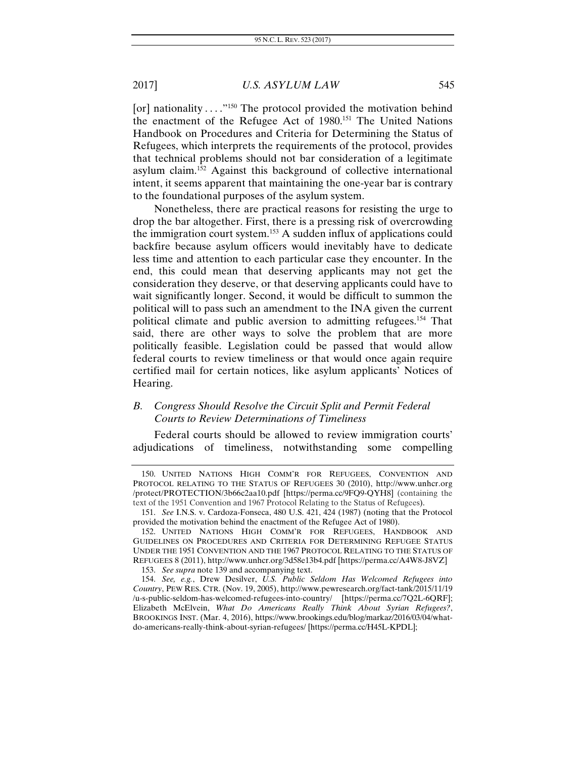[or] nationality . . . ."[150] The protocol provided the motivation behind the enactment of the Refugee Act of 1980.[151] The United Nations Handbook on Procedures and Criteria for Determining the Status of Refugees, which interprets the requirements of the protocol, provides that technical problems should not bar consideration of a legitimate asylum claim.[152] Against this background of collective international intent, it seems apparent that maintaining the one-year bar is contrary to the foundational purposes of the asylum system.

Nonetheless, there are practical reasons for resisting the urge to drop the bar altogether. First, there is a pressing risk of overcrowding the immigration court system.[153] A sudden influx of applications could backfire because asylum officers would inevitably have to dedicate less time and attention to each particular case they encounter. In the end, this could mean that deserving applicants may not get the consideration they deserve, or that deserving applicants could have to wait significantly longer. Second, it would be difficult to summon the political will to pass such an amendment to the INA given the current political climate and public aversion to admitting refugees.[154] That said, there are other ways to solve the problem that are more politically feasible. Legislation could be passed that would allow federal courts to review timeliness or that would once again require certified mail for certain notices, like asylum applicants' Notices of Hearing.

### B. *Congress Should Resolve the Circuit Split and Permit Federal Courts to Review Determinations of Timeliness*

Federal courts should be allowed to review immigration courts' adjudications of timeliness, notwithstanding some compelling

---

150. UNITED NATIONS HIGH COMM'R FOR REFUGEES, CONVENTION AND PROTOCOL RELATING TO THE STATUS OF REFUGEES 30 (2010), http://www.unhcr.org/protect/PROTECTION/3b66c2aa10.pdf [https://perma.cc/9FQ9-QYH8] (containing the text of the 1951 Convention and 1967 Protocol Relating to the Status of Refugees).

151. *See* I.N.S. v. Cardoza-Fonseca, 480 U.S. 421, 424 (1987) (noting that the Protocol provided the motivation behind the enactment of the Refugee Act of 1980).

152. UNITED NATIONS HIGH COMM'R FOR REFUGEES, HANDBOOK AND GUIDELINES ON PROCEDURES AND CRITERIA FOR DETERMINING REFUGEE STATUS UNDER THE 1951 CONVENTION AND THE 1967 PROTOCOL RELATING TO THE STATUS OF REFUGEES 8 (2011), http://www.unhcr.org/3d58e13b4.pdf [https://perma.cc/A4W8-J8VZ]

153. *See supra* note 139 and accompanying text.

154. *See, e.g.*, Drew Desilver, *U.S. Public Seldom Has Welcomed Refugees into Country*, PEW RES. CTR. (Nov. 19, 2005), http://www.pewresearch.org/fact-tank/2015/11/19/u-s-public-seldom-has-welcomed-refugees-into-country/ [https://perma.cc/7Q2L-6QRF]; Elizabeth McElvein, *What Do Americans Really Think About Syrian Refugees?*, BROOKINGS INST. (Mar. 4, 2016), https://www.brookings.edu/blog/markaz/2016/03/04/what-do-americans-really-think-about-syrian-refugees/ [https://perma.cc/H45L-KPDL];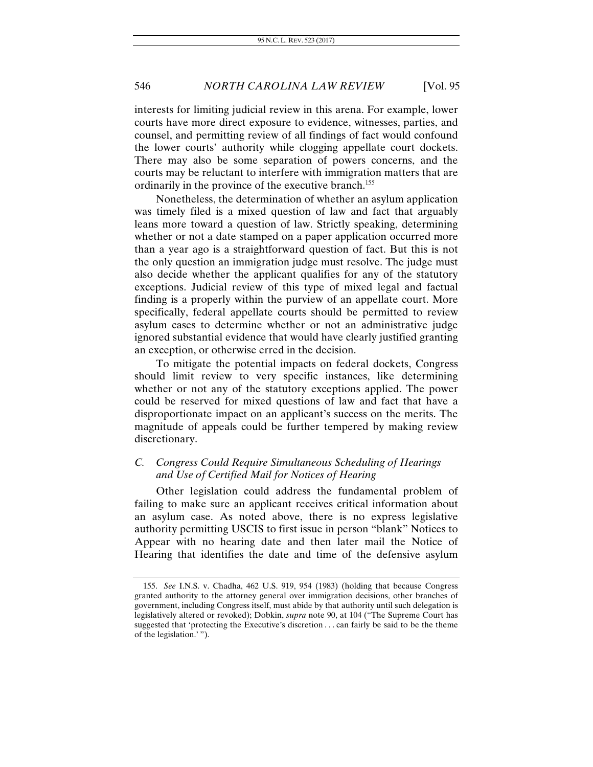interests for limiting judicial review in this arena. For example, lower courts have more direct exposure to evidence, witnesses, parties, and counsel, and permitting review of all findings of fact would confound the lower courts' authority while clogging appellate court dockets. There may also be some separation of powers concerns, and the courts may be reluctant to interfere with immigration matters that are ordinarily in the province of the executive branch.[155]

Nonetheless, the determination of whether an asylum application was timely filed is a mixed question of law and fact that arguably leans more toward a question of law. Strictly speaking, determining whether or not a date stamped on a paper application occurred more than a year ago is a straightforward question of fact. But this is not the only question an immigration judge must resolve. The judge must also decide whether the applicant qualifies for any of the statutory exceptions. Judicial review of this type of mixed legal and factual finding is a properly within the purview of an appellate court. More specifically, federal appellate courts should be permitted to review asylum cases to determine whether or not an administrative judge ignored substantial evidence that would have clearly justified granting an exception, or otherwise erred in the decision.

To mitigate the potential impacts on federal dockets, Congress should limit review to very specific instances, like determining whether or not any of the statutory exceptions applied. The power could be reserved for mixed questions of law and fact that have a disproportionate impact on an applicant's success on the merits. The magnitude of appeals could be further tempered by making review discretionary.

### *C. Congress Could Require Simultaneous Scheduling of Hearings and Use of Certified Mail for Notices of Hearing*

Other legislation could address the fundamental problem of failing to make sure an applicant receives critical information about an asylum case. As noted above, there is no express legislative authority permitting USCIS to first issue in person "blank" Notices to Appear with no hearing date and then later mail the Notice of Hearing that identifies the date and time of the defensive asylum

155. *See* I.N.S. v. Chadha, 462 U.S. 919, 954 (1983) (holding that because Congress granted authority to the attorney general over immigration decisions, other branches of government, including Congress itself, must abide by that authority until such delegation is legislatively altered or revoked); Dobkin, *supra* note 90, at 104 ("The Supreme Court has suggested that 'protecting the Executive's discretion . . . can fairly be said to be the theme of the legislation.' ").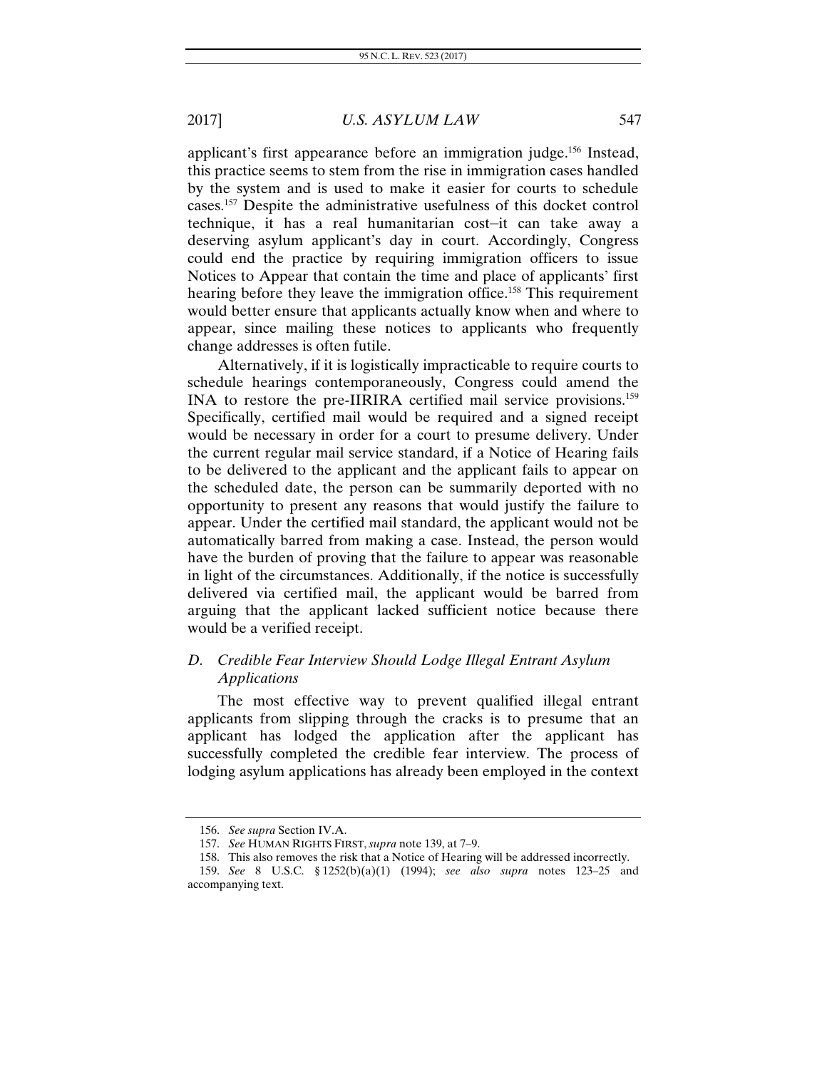applicant's first appearance before an immigration judge.[156] Instead, this practice seems to stem from the rise in immigration cases handled by the system and is used to make it easier for courts to schedule cases.[157] Despite the administrative usefulness of this docket control technique, it has a real humanitarian cost–it can take away a deserving asylum applicant's day in court. Accordingly, Congress could end the practice by requiring immigration officers to issue Notices to Appear that contain the time and place of applicants' first hearing before they leave the immigration office.[158] This requirement would better ensure that applicants actually know when and where to appear, since mailing these notices to applicants who frequently change addresses is often futile.

Alternatively, if it is logistically impracticable to require courts to schedule hearings contemporaneously, Congress could amend the INA to restore the pre-IIRIRA certified mail service provisions.[159] Specifically, certified mail would be required and a signed receipt would be necessary in order for a court to presume delivery. Under the current regular mail service standard, if a Notice of Hearing fails to be delivered to the applicant and the applicant fails to appear on the scheduled date, the person can be summarily deported with no opportunity to present any reasons that would justify the failure to appear. Under the certified mail standard, the applicant would not be automatically barred from making a case. Instead, the person would have the burden of proving that the failure to appear was reasonable in light of the circumstances. Additionally, if the notice is successfully delivered via certified mail, the applicant would be barred from arguing that the applicant lacked sufficient notice because there would be a verified receipt.

### *D. Credible Fear Interview Should Lodge Illegal Entrant Asylum Applications*

The most effective way to prevent qualified illegal entrant applicants from slipping through the cracks is to presume that an applicant has lodged the application after the applicant has successfully completed the credible fear interview. The process of lodging asylum applications has already been employed in the context

---

156. *See supra* Section IV.A.

157. *See* HUMAN RIGHTS FIRST, *supra* note 139, at 7–9.

158. This also removes the risk that a Notice of Hearing will be addressed incorrectly.

159. *See* 8 U.S.C. § 1252(b)(a)(1) (1994); *see also supra* notes 123–25 and accompanying text.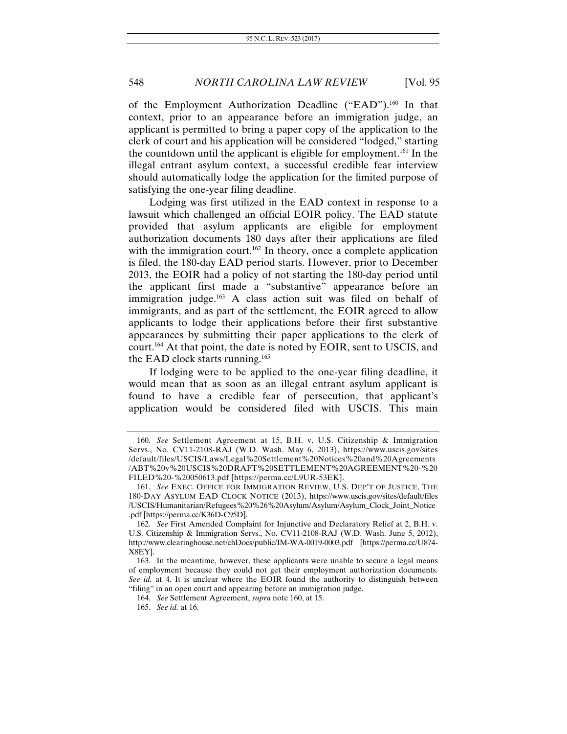of the Employment Authorization Deadline ("EAD").[160] In that context, prior to an appearance before an immigration judge, an applicant is permitted to bring a paper copy of the application to the clerk of court and his application will be considered "lodged," starting the countdown until the applicant is eligible for employment.[161] In the illegal entrant asylum context, a successful credible fear interview should automatically lodge the application for the limited purpose of satisfying the one-year filing deadline.

Lodging was first utilized in the EAD context in response to a lawsuit which challenged an official EOIR policy. The EAD statute provided that asylum applicants are eligible for employment authorization documents 180 days after their applications are filed with the immigration court.[162] In theory, once a complete application is filed, the 180-day EAD period starts. However, prior to December 2013, the EOIR had a policy of not starting the 180-day period until the applicant first made a "substantive" appearance before an immigration judge.[163] A class action suit was filed on behalf of immigrants, and as part of the settlement, the EOIR agreed to allow applicants to lodge their applications before their first substantive appearances by submitting their paper applications to the clerk of court.[164] At that point, the date is noted by EOIR, sent to USCIS, and the EAD clock starts running.[165]

If lodging were to be applied to the one-year filing deadline, it would mean that as soon as an illegal entrant asylum applicant is found to have a credible fear of persecution, that applicant's application would be considered filed with USCIS. This main

---

160. *See* Settlement Agreement at 15, B.H. v. U.S. Citizenship & Immigration Servs., No. CV11-2108-RAJ (W.D. Wash. May 6, 2013), https://www.uscis.gov/sites/default/files/USCIS/Laws/Legal%20Settlement%20Notices%20and%20Agreements/ABT%20v%20USCIS%20DRAFT%20SETTLEMENT%20AGREEMENT%20-%20FILED%20-%20050613.pdf [https://perma.cc/L9UR-53EK].

161. *See* EXEC. OFFICE FOR IMMIGRATION REVIEW, U.S. DEP'T OF JUSTICE, THE 180-DAY ASYLUM EAD CLOCK NOTICE (2013), https://www.uscis.gov/sites/default/files/USCIS/Humanitarian/Refugees%20%26%20Asylum/Asylum/Asylum_Clock_Joint_Notice.pdf [https://perma.cc/K36D-C95D].

162. *See* First Amended Complaint for Injunctive and Declaratory Relief at 2, B.H. v. U.S. Citizenship & Immigration Servs., No. CV11-2108-RAJ (W.D. Wash. June 5, 2012), http://www.clearinghouse.net/chDocs/public/IM-WA-0019-0003.pdf [https://perma.cc/U874-X8EY].

163. In the meantime, however, these applicants were unable to secure a legal means of employment because they could not get their employment authorization documents. *See id.* at 4. It is unclear where the EOIR found the authority to distinguish between "filing" in an open court and appearing before an immigration judge.

164. *See* Settlement Agreement, *supra* note 160, at 15.

165. *See id.* at 16.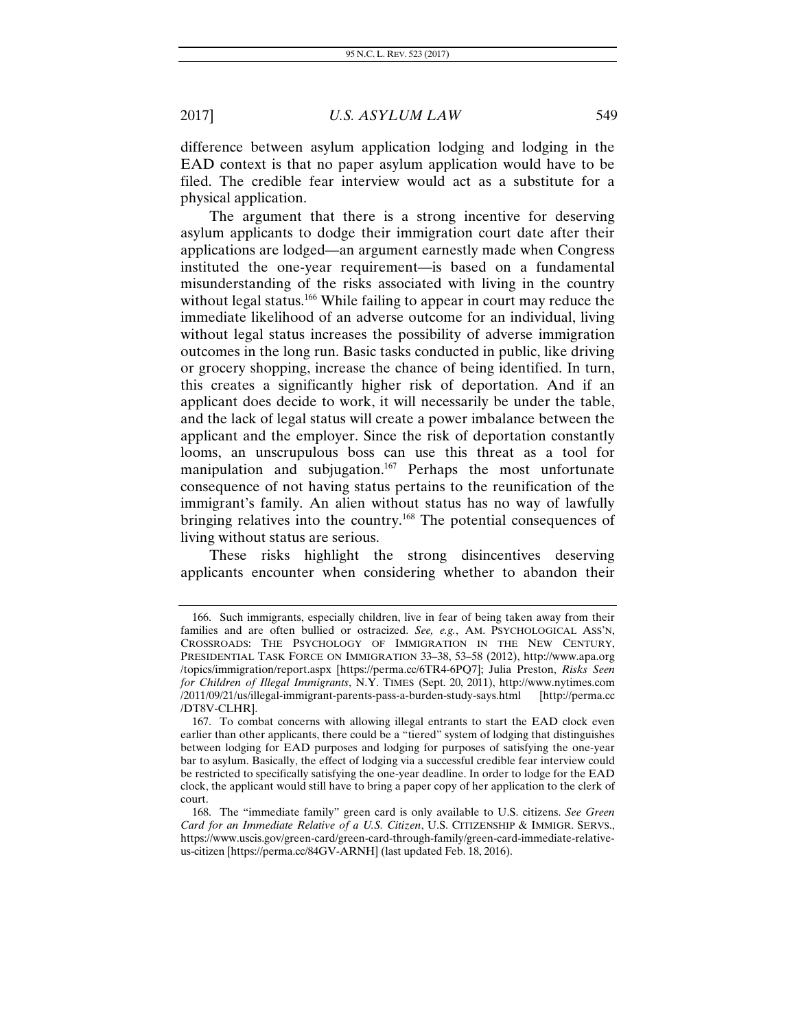difference between asylum application lodging and lodging in the EAD context is that no paper asylum application would have to be filed. The credible fear interview would act as a substitute for a physical application.

The argument that there is a strong incentive for deserving asylum applicants to dodge their immigration court date after their applications are lodged—an argument earnestly made when Congress instituted the one-year requirement—is based on a fundamental misunderstanding of the risks associated with living in the country without legal status.[166] While failing to appear in court may reduce the immediate likelihood of an adverse outcome for an individual, living without legal status increases the possibility of adverse immigration outcomes in the long run. Basic tasks conducted in public, like driving or grocery shopping, increase the chance of being identified. In turn, this creates a significantly higher risk of deportation. And if an applicant does decide to work, it will necessarily be under the table, and the lack of legal status will create a power imbalance between the applicant and the employer. Since the risk of deportation constantly looms, an unscrupulous boss can use this threat as a tool for manipulation and subjugation.[167] Perhaps the most unfortunate consequence of not having status pertains to the reunification of the immigrant's family. An alien without status has no way of lawfully bringing relatives into the country.[168] The potential consequences of living without status are serious.

These risks highlight the strong disincentives deserving applicants encounter when considering whether to abandon their

---

166. Such immigrants, especially children, live in fear of being taken away from their families and are often bullied or ostracized. *See, e.g.*, AM. PSYCHOLOGICAL ASS'N, CROSSROADS: THE PSYCHOLOGY OF IMMIGRATION IN THE NEW CENTURY, PRESIDENTIAL TASK FORCE ON IMMIGRATION 33–38, 53–58 (2012), http://www.apa.org/topics/immigration/report.aspx [https://perma.cc/6TR4-6PQ7]; Julia Preston, *Risks Seen for Children of Illegal Immigrants*, N.Y. TIMES (Sept. 20, 2011), http://www.nytimes.com/2011/09/21/us/illegal-immigrant-parents-pass-a-burden-study-says.html [http://perma.cc/DT8V-CLHR].

167. To combat concerns with allowing illegal entrants to start the EAD clock even earlier than other applicants, there could be a "tiered" system of lodging that distinguishes between lodging for EAD purposes and lodging for purposes of satisfying the one-year bar to asylum. Basically, the effect of lodging via a successful credible fear interview could be restricted to specifically satisfying the one-year deadline. In order to lodge for the EAD clock, the applicant would still have to bring a paper copy of her application to the clerk of court.

168. The "immediate family" green card is only available to U.S. citizens. *See Green Card for an Immediate Relative of a U.S. Citizen*, U.S. CITIZENSHIP & IMMIGR. SERVS., https://www.uscis.gov/green-card/green-card-through-family/green-card-immediate-relative-us-citizen [https://perma.cc/84GV-ARNH] (last updated Feb. 18, 2016).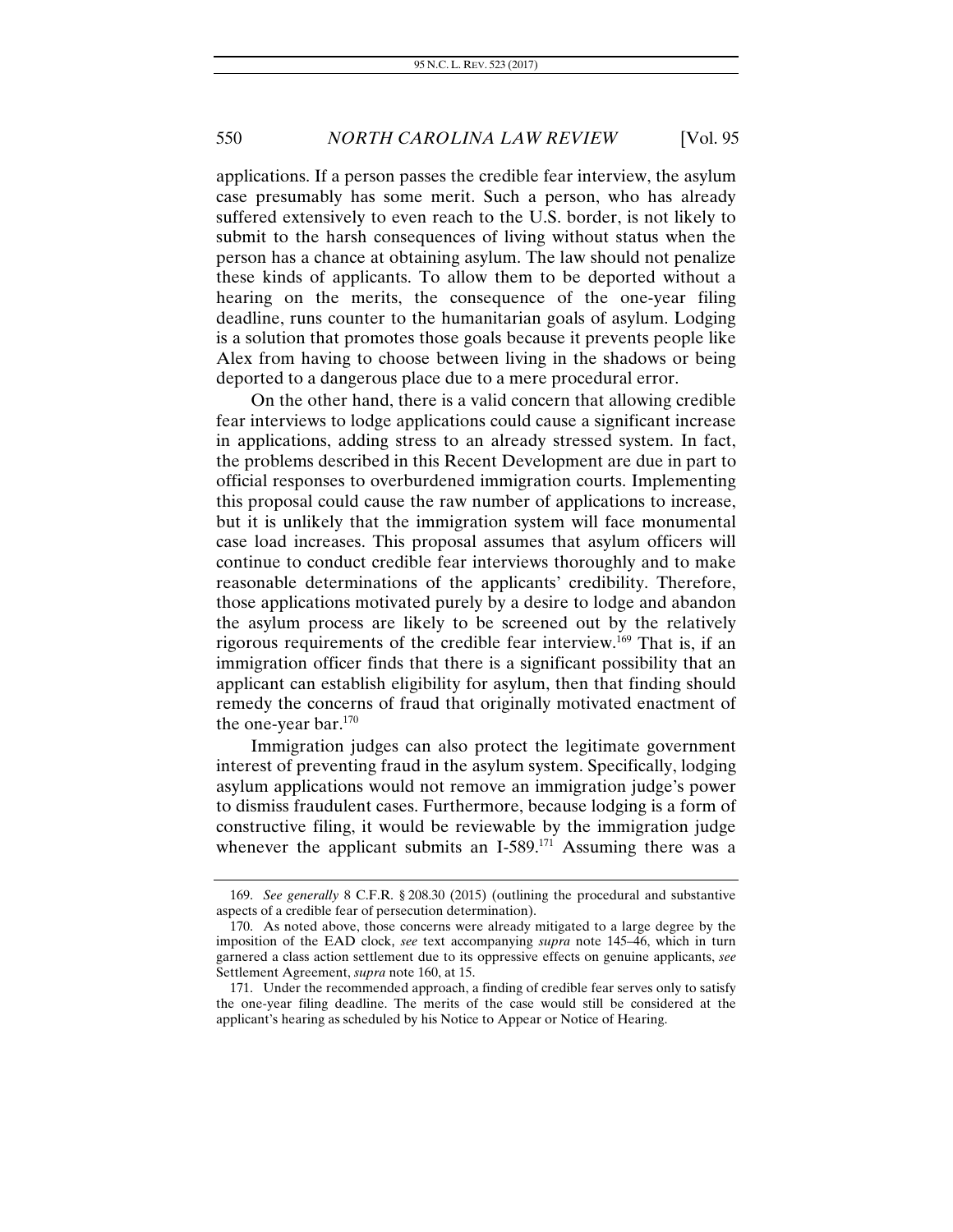applications. If a person passes the credible fear interview, the asylum case presumably has some merit. Such a person, who has already suffered extensively to even reach to the U.S. border, is not likely to submit to the harsh consequences of living without status when the person has a chance at obtaining asylum. The law should not penalize these kinds of applicants. To allow them to be deported without a hearing on the merits, the consequence of the one-year filing deadline, runs counter to the humanitarian goals of asylum. Lodging is a solution that promotes those goals because it prevents people like Alex from having to choose between living in the shadows or being deported to a dangerous place due to a mere procedural error.

On the other hand, there is a valid concern that allowing credible fear interviews to lodge applications could cause a significant increase in applications, adding stress to an already stressed system. In fact, the problems described in this Recent Development are due in part to official responses to overburdened immigration courts. Implementing this proposal could cause the raw number of applications to increase, but it is unlikely that the immigration system will face monumental case load increases. This proposal assumes that asylum officers will continue to conduct credible fear interviews thoroughly and to make reasonable determinations of the applicants' credibility. Therefore, those applications motivated purely by a desire to lodge and abandon the asylum process are likely to be screened out by the relatively rigorous requirements of the credible fear interview.[169] That is, if an immigration officer finds that there is a significant possibility that an applicant can establish eligibility for asylum, then that finding should remedy the concerns of fraud that originally motivated enactment of the one-year bar.[170]

Immigration judges can also protect the legitimate government interest of preventing fraud in the asylum system. Specifically, lodging asylum applications would not remove an immigration judge's power to dismiss fraudulent cases. Furthermore, because lodging is a form of constructive filing, it would be reviewable by the immigration judge whenever the applicant submits an I-589.[171] Assuming there was a

---

169. *See generally* 8 C.F.R. § 208.30 (2015) (outlining the procedural and substantive aspects of a credible fear of persecution determination).

170. As noted above, those concerns were already mitigated to a large degree by the imposition of the EAD clock, *see* text accompanying *supra* note 145–46, which in turn garnered a class action settlement due to its oppressive effects on genuine applicants, *see* Settlement Agreement, *supra* note 160, at 15.

171. Under the recommended approach, a finding of credible fear serves only to satisfy the one-year filing deadline. The merits of the case would still be considered at the applicant's hearing as scheduled by his Notice to Appear or Notice of Hearing.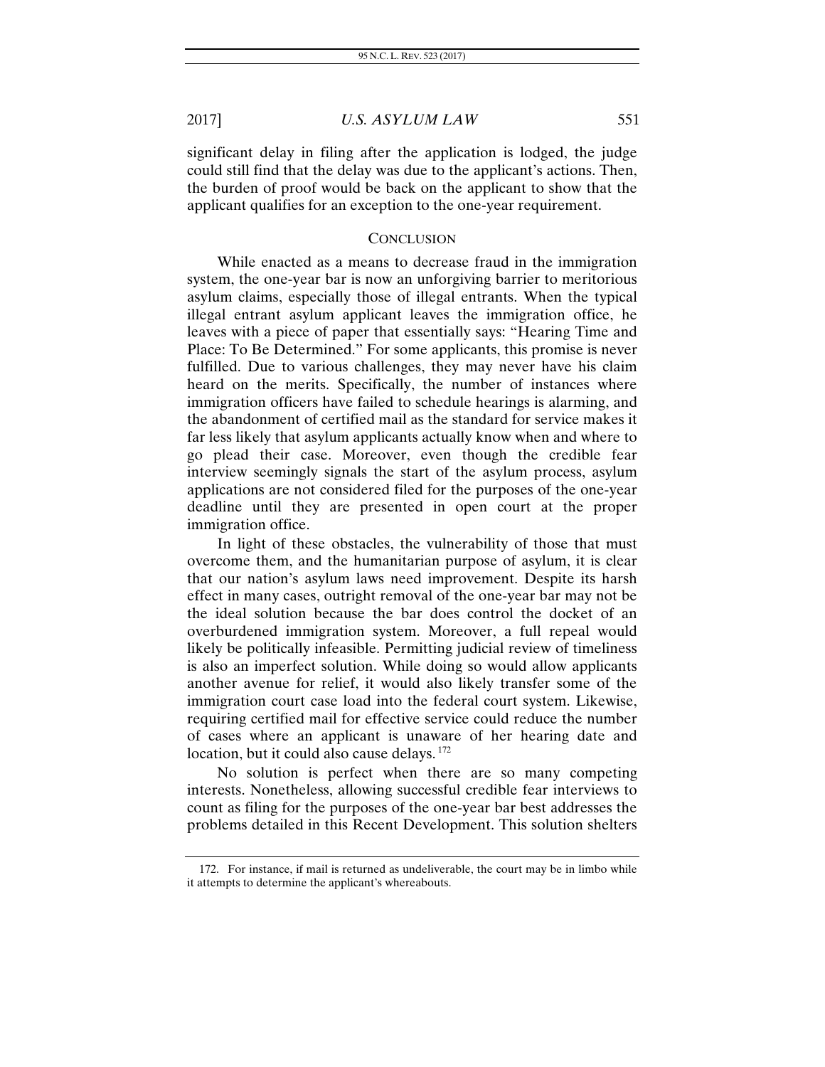significant delay in filing after the application is lodged, the judge could still find that the delay was due to the applicant's actions. Then, the burden of proof would be back on the applicant to show that the applicant qualifies for an exception to the one-year requirement.

## CONCLUSION

While enacted as a means to decrease fraud in the immigration system, the one-year bar is now an unforgiving barrier to meritorious asylum claims, especially those of illegal entrants. When the typical illegal entrant asylum applicant leaves the immigration office, he leaves with a piece of paper that essentially says: "Hearing Time and Place: To Be Determined." For some applicants, this promise is never fulfilled. Due to various challenges, they may never have his claim heard on the merits. Specifically, the number of instances where immigration officers have failed to schedule hearings is alarming, and the abandonment of certified mail as the standard for service makes it far less likely that asylum applicants actually know when and where to go plead their case. Moreover, even though the credible fear interview seemingly signals the start of the asylum process, asylum applications are not considered filed for the purposes of the one-year deadline until they are presented in open court at the proper immigration office.

In light of these obstacles, the vulnerability of those that must overcome them, and the humanitarian purpose of asylum, it is clear that our nation's asylum laws need improvement. Despite its harsh effect in many cases, outright removal of the one-year bar may not be the ideal solution because the bar does control the docket of an overburdened immigration system. Moreover, a full repeal would likely be politically infeasible. Permitting judicial review of timeliness is also an imperfect solution. While doing so would allow applicants another avenue for relief, it would also likely transfer some of the immigration court case load into the federal court system. Likewise, requiring certified mail for effective service could reduce the number of cases where an applicant is unaware of her hearing date and location, but it could also cause delays.[172]

No solution is perfect when there are so many competing interests. Nonetheless, allowing successful credible fear interviews to count as filing for the purposes of the one-year bar best addresses the problems detailed in this Recent Development. This solution shelters

---

172. For instance, if mail is returned as undeliverable, the court may be in limbo while it attempts to determine the applicant's whereabouts.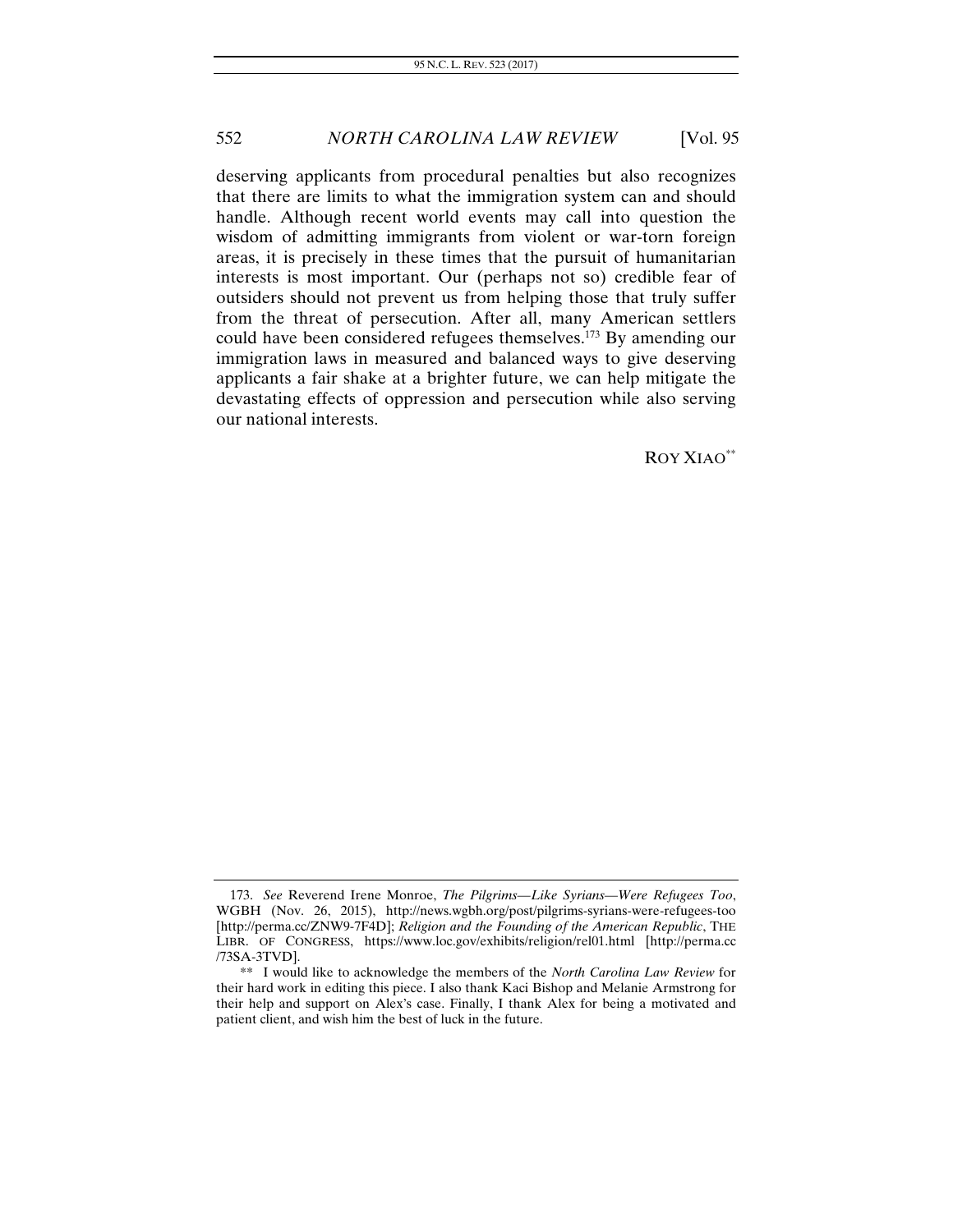deserving applicants from procedural penalties but also recognizes that there are limits to what the immigration system can and should handle. Although recent world events may call into question the wisdom of admitting immigrants from violent or war-torn foreign areas, it is precisely in these times that the pursuit of humanitarian interests is most important. Our (perhaps not so) credible fear of outsiders should not prevent us from helping those that truly suffer from the threat of persecution. After all, many American settlers could have been considered refugees themselves.[173] By amending our immigration laws in measured and balanced ways to give deserving applicants a fair shake at a brighter future, we can help mitigate the devastating effects of oppression and persecution while also serving our national interests.

ROY XIAO[**]

---

173. *See* Reverend Irene Monroe, *The Pilgrims—Like Syrians—Were Refugees Too*, WGBH (Nov. 26, 2015), http://news.wgbh.org/post/pilgrims-syrians-were-refugees-too [http://perma.cc/ZNW9-7F4D]; *Religion and the Founding of the American Republic*, THE LIBR. OF CONGRESS, https://www.loc.gov/exhibits/religion/rel01.html [http://perma.cc/73SA-3TVD].

** I would like to acknowledge the members of the *North Carolina Law Review* for their hard work in editing this piece. I also thank Kaci Bishop and Melanie Armstrong for their help and support on Alex's case. Finally, I thank Alex for being a motivated and patient client, and wish him the best of luck in the future.